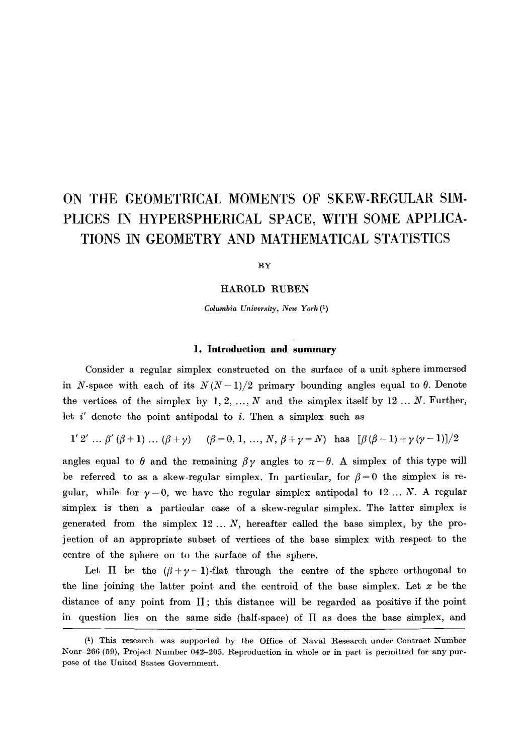# ON THE GEOMETRICAL MOMENTS OF SKEW-REGULAR SIMPLICES IN HYPERSPHERICAL SPACE, WITH SOME APPLICATIONS IN GEOMETRY AND MATHEMATICAL STATISTICS

BY

HAROLD RUBEN

*Columbia University, New York* [1]

## 1. Introduction and summary

Consider a regular simplex constructed on the surface of a unit sphere immersed in $N$-space with each of its $N(N-1)/2$ primary bounding angles equal to $\theta$. Denote the vertices of the simplex by $1, 2, \ldots, N$ and the simplex itself by $12 \ldots N$. Further, let $i'$ denote the point antipodal to $i$. Then a simplex such as

$$1' 2' \ldots \beta' (\beta+1) \ldots (\beta+\gamma) \quad (\beta = 0, 1, \ldots, N, \ \beta+\gamma = N) \ \text{ has } \ [\beta(\beta-1)+\gamma(\gamma-1)]/2$$

angles equal to $\theta$ and the remaining $\beta\gamma$ angles to $\pi - \theta$. A simplex of this type will be referred to as a skew-regular simplex. In particular, for $\beta = 0$ the simplex is regular, while for $\gamma = 0$, we have the regular simplex antipodal to $12 \ldots N$. A regular simplex is then a particular case of a skew-regular simplex. The latter simplex is generated from the simplex $12 \ldots N$, hereafter called the base simplex, by the projection of an appropriate subset of vertices of the base simplex with respect to the centre of the sphere on to the surface of the sphere.

Let $\Pi$ be the $(\beta+\gamma-1)$-flat through the centre of the sphere orthogonal to the line joining the latter point and the centroid of the base simplex. Let $x$ be the distance of any point from $\Pi$; this distance will be regarded as positive if the point in question lies on the same side (half-space) of $\Pi$ as does the base simplex, and

---

[1] This research was supported by the Office of Naval Research under Contract Number Nonr-266 (59), Project Number 042-205. Reproduction in whole or in part is permitted for any purpose of the United States Government.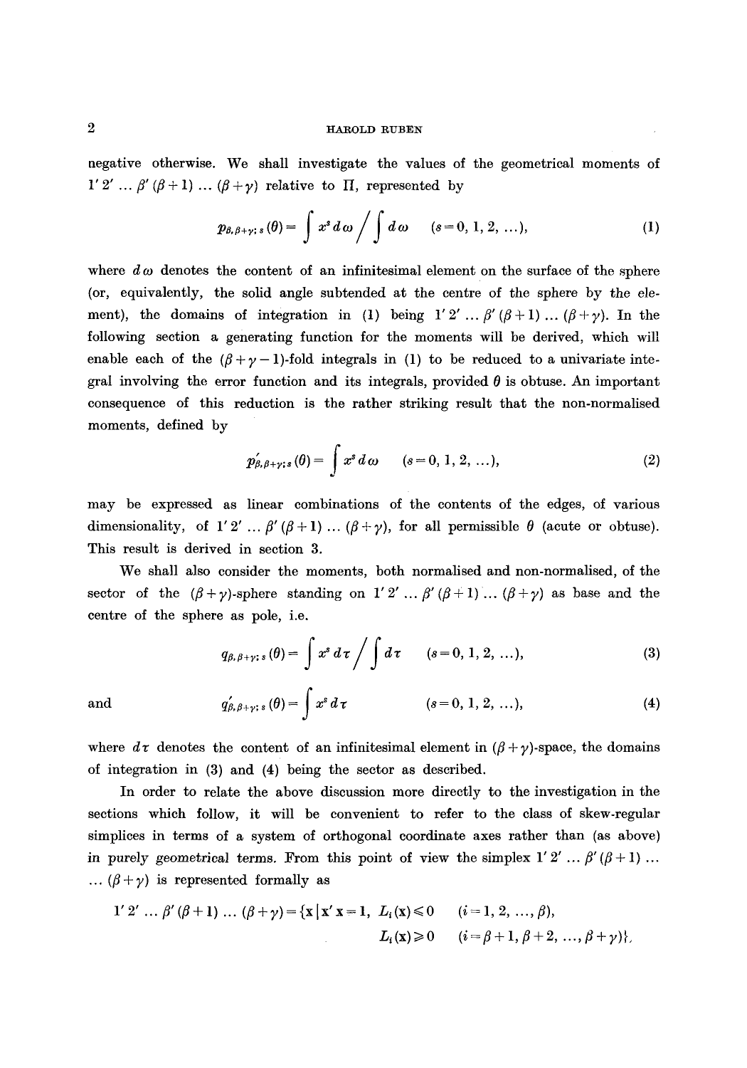negative otherwise. We shall investigate the values of the geometrical moments of $1' 2' \ldots \beta' (\beta+1) \ldots (\beta+\gamma)$ relative to $\Pi$, represented by

$$p_{\beta, \beta+\gamma; s}(\theta) = \int x^s \, d\omega \Big/ \int d\omega \qquad (s = 0, 1, 2, \ldots), \tag{1}$$

where $d\omega$ denotes the content of an infinitesimal element on the surface of the sphere (or, equivalently, the solid angle subtended at the centre of the sphere by the element), the domains of integration in (1) being $1' 2' \ldots \beta' (\beta+1) \ldots (\beta+\gamma)$. In the following section a generating function for the moments will be derived, which will enable each of the $(\beta+\gamma-1)$-fold integrals in (1) to be reduced to a univariate integral involving the error function and its integrals, provided $\theta$ is obtuse. An important consequence of this reduction is the rather striking result that the non-normalised moments, defined by

$$p'_{\beta, \beta+\gamma; s}(\theta) = \int x^s \, d\omega \qquad (s = 0, 1, 2, \ldots), \tag{2}$$

may be expressed as linear combinations of the contents of the edges, of various dimensionality, of $1' 2' \ldots \beta' (\beta+1) \ldots (\beta+\gamma)$, for all permissible $\theta$ (acute or obtuse). This result is derived in section 3.

We shall also consider the moments, both normalised and non-normalised, of the sector of the $(\beta+\gamma)$-sphere standing on $1' 2' \ldots \beta' (\beta+1) \ldots (\beta+\gamma)$ as base and the centre of the sphere as pole, i.e.

$$q_{\beta, \beta+\gamma; s}(\theta) = \int x^s \, d\tau \Big/ \int d\tau \qquad (s = 0, 1, 2, \ldots), \tag{3}$$

and

$$q'_{\beta, \beta+\gamma; s}(\theta) = \int x^s \, d\tau \qquad (s = 0, 1, 2, \ldots), \tag{4}$$

where $d\tau$ denotes the content of an infinitesimal element in $(\beta+\gamma)$-space, the domains of integration in (3) and (4) being the sector as described.

In order to relate the above discussion more directly to the investigation in the sections which follow, it will be convenient to refer to the class of skew-regular simplices in terms of a system of orthogonal coordinate axes rather than (as above) in purely geometrical terms. From this point of view the simplex $1' 2' \ldots \beta' (\beta+1) \ldots$ $\ldots (\beta+\gamma)$ is represented formally as

$$1' 2' \ldots \beta' (\beta+1) \ldots (\beta+\gamma) = \{\mathbf{x} \mid \mathbf{x}'\mathbf{x} = 1, \; L_i(\mathbf{x}) \leqslant 0 \quad (i = 1, 2, \ldots, \beta), \; L_i(\mathbf{x}) \geqslant 0 \quad (i = \beta+1, \beta+2, \ldots, \beta+\gamma)\},$$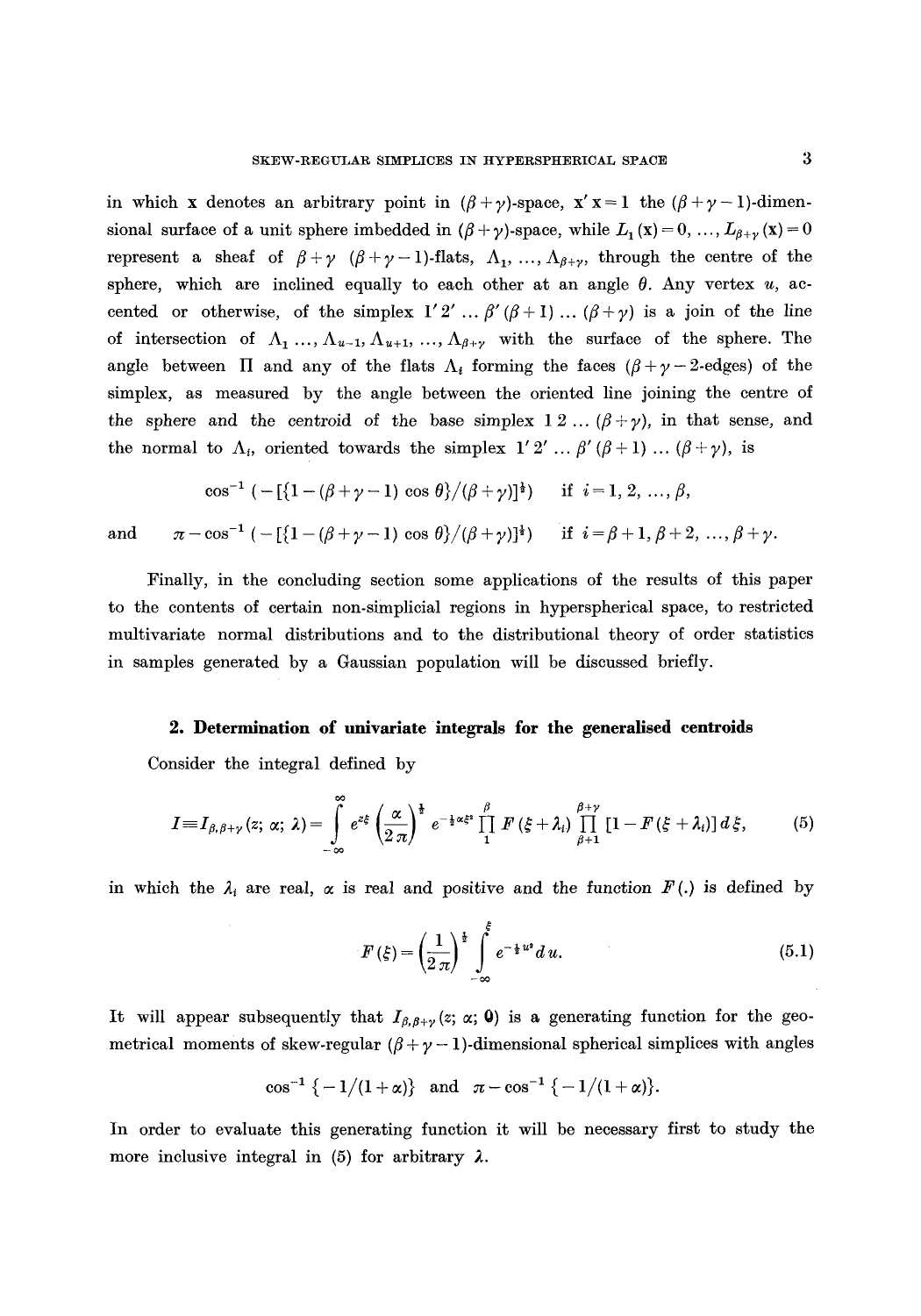in which $\mathbf{x}$ denotes an arbitrary point in $(\beta+\gamma)$-space, $\mathbf{x}'\mathbf{x}=1$ the $(\beta+\gamma-1)$-dimensional surface of a unit sphere imbedded in $(\beta+\gamma)$-space, while $L_1(\mathbf{x})=0, \ldots, L_{\beta+\gamma}(\mathbf{x})=0$ represent a sheaf of $\beta+\gamma$ $(\beta+\gamma-1)$-flats, $\Lambda_1, \ldots, \Lambda_{\beta+\gamma}$, through the centre of the sphere, which are inclined equally to each other at an angle $\theta$. Any vertex $u$, accented or otherwise, of the simplex $1'2' \ldots \beta'(\beta+1) \ldots (\beta+\gamma)$ is a join of the line of intersection of $\Lambda_1 \ldots, \Lambda_{u-1}, \Lambda_{u+1}, \ldots, \Lambda_{\beta+\gamma}$ with the surface of the sphere. The angle between $\Pi$ and any of the flats $\Lambda_i$ forming the faces $(\beta+\gamma-2$-edges) of the simplex, as measured by the angle between the oriented line joining the centre of the sphere and the centroid of the base simplex $1\,2 \ldots (\beta+\gamma)$, in that sense, and the normal to $\Lambda_i$, oriented towards the simplex $1'2' \ldots \beta'(\beta+1) \ldots (\beta+\gamma)$, is

$$\cos^{-1}\left(-[\{1-(\beta+\gamma-1)\cos\theta\}/(\beta+\gamma)]^{\frac{1}{2}}\right) \quad \text{if } i=1,2,\ldots,\beta,$$

and
$$\pi-\cos^{-1}\left(-[\{1-(\beta+\gamma-1)\cos\theta\}/(\beta+\gamma)]^{\frac{1}{2}}\right) \quad \text{if } i=\beta+1,\beta+2,\ldots,\beta+\gamma.$$

Finally, in the concluding section some applications of the results of this paper to the contents of certain non-simplicial regions in hyperspherical space, to restricted multivariate normal distributions and to the distributional theory of order statistics in samples generated by a Gaussian population will be discussed briefly.

## 2. Determination of univariate integrals for the generalised centroids

Consider the integral defined by

$$I \equiv I_{\beta,\beta+\gamma}(z;\alpha;\lambda) = \int_{-\infty}^{\infty} e^{z\xi}\left(\frac{\alpha}{2\pi}\right)^{\frac{1}{2}} e^{-\frac{1}{2}\alpha\xi^2} \prod_{1}^{\beta} F(\xi+\lambda_i) \prod_{\beta+1}^{\beta+\gamma} [1-F(\xi+\lambda_i)]\, d\xi, \tag{5}$$

in which the $\lambda_i$ are real, $\alpha$ is real and positive and the function $F(.)$ is defined by

$$F(\xi) = \left(\frac{1}{2\pi}\right)^{\frac{1}{2}} \int_{-\infty}^{\xi} e^{-\frac{1}{2}u^2}\, du. \tag{5.1}$$

It will appear subsequently that $I_{\beta,\beta+\gamma}(z;\alpha;\mathbf{0})$ is a generating function for the geometrical moments of skew-regular $(\beta+\gamma-1)$-dimensional spherical simplices with angles

$$\cos^{-1}\{-1/(1+\alpha)\} \quad \text{and} \quad \pi-\cos^{-1}\{-1/(1+\alpha)\}.$$

In order to evaluate this generating function it will be necessary first to study the more inclusive integral in (5) for arbitrary $\lambda$.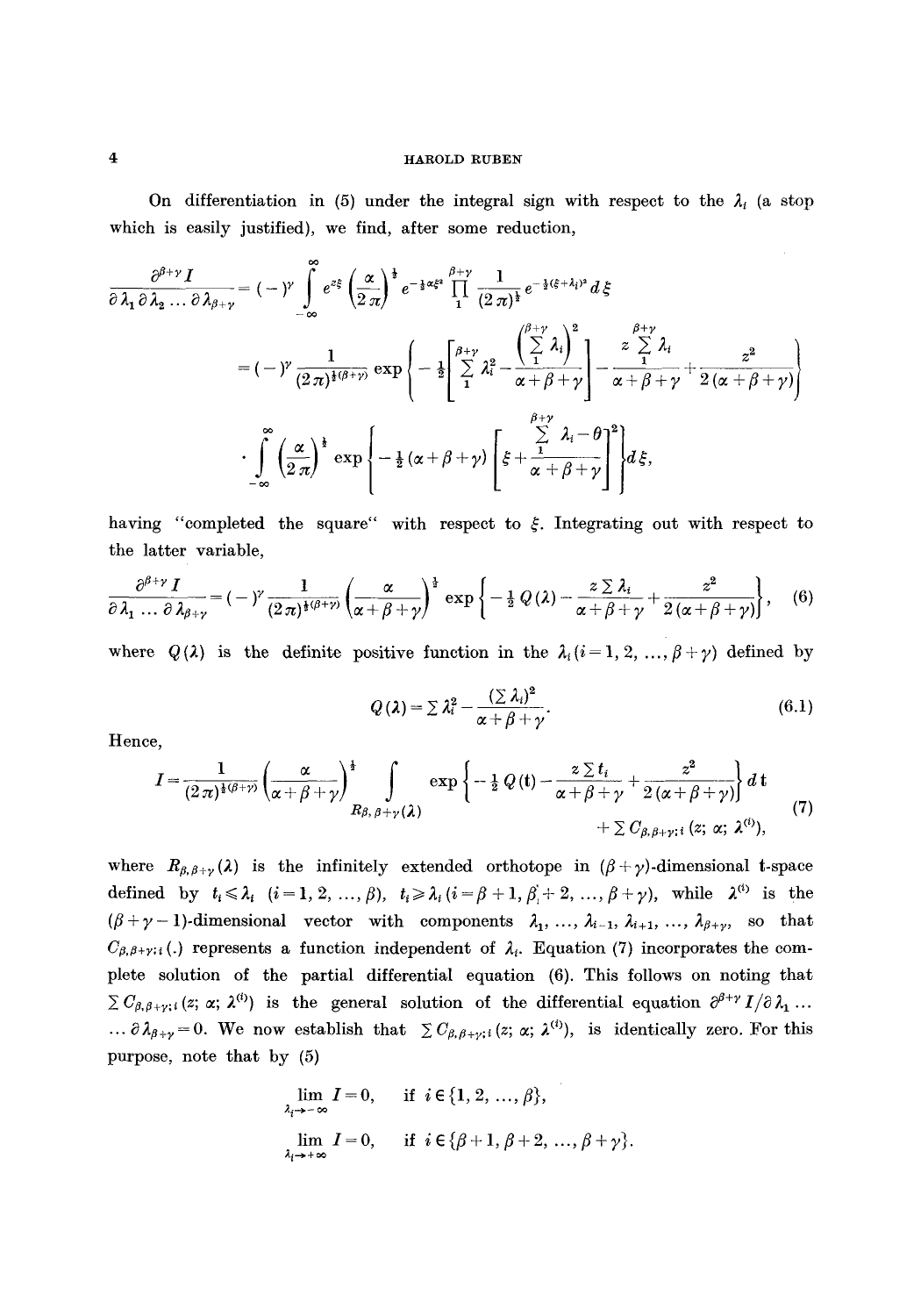On differentiation in (5) under the integral sign with respect to the $\lambda_i$ (a stop which is easily justified), we find, after some reduction,

$$\frac{\partial^{\beta+\gamma} I}{\partial \lambda_1 \partial \lambda_2 \ldots \partial \lambda_{\beta+\gamma}} = (-)^{\gamma} \int_{-\infty}^{\infty} e^{z\xi} \left(\frac{\alpha}{2\pi}\right)^{\frac{1}{2}} e^{-\frac{1}{2}\alpha\xi^2} \prod_{1}^{\beta+\gamma} \frac{1}{(2\pi)^{\frac{1}{2}}} e^{-\frac{1}{2}(\xi+\lambda_i)^2} d\xi$$

$$= (-)^{\gamma} \frac{1}{(2\pi)^{\frac{1}{2}(\beta+\gamma)}} \exp\left\{-\frac{1}{2}\left[\sum_{1}^{\beta+\gamma} \lambda_i^2 - \frac{\left(\sum_{1}^{\beta+\gamma} \lambda_i\right)^2}{\alpha+\beta+\gamma}\right] - \frac{z \sum_{1}^{\beta+\gamma} \lambda_i}{\alpha+\beta+\gamma} + \frac{z^2}{2(\alpha+\beta+\gamma)}\right\}$$

$$\cdot \int_{-\infty}^{\infty} \left(\frac{\alpha}{2\pi}\right)^{\frac{1}{2}} \exp\left\{-\frac{1}{2}(\alpha+\beta+\gamma)\left[\xi + \frac{\sum_{1}^{\beta+\gamma} \lambda_i - \theta}{\alpha+\beta+\gamma}\right]^2\right\} d\xi,$$

having "completed the square" with respect to $\xi$. Integrating out with respect to the latter variable,

$$\frac{\partial^{\beta+\gamma} I}{\partial \lambda_1 \ldots \partial \lambda_{\beta+\gamma}} = (-)^{\gamma} \frac{1}{(2\pi)^{\frac{1}{2}(\beta+\gamma)}} \left(\frac{\alpha}{\alpha+\beta+\gamma}\right)^{\frac{1}{2}} \exp\left\{-\frac{1}{2} Q(\boldsymbol{\lambda}) - \frac{z \sum \lambda_i}{\alpha+\beta+\gamma} + \frac{z^2}{2(\alpha+\beta+\gamma)}\right\}, \quad (6)$$

where $Q(\boldsymbol{\lambda})$ is the definite positive function in the $\lambda_i$ $(i = 1, 2, \ldots, \beta+\gamma)$ defined by

$$Q(\boldsymbol{\lambda}) = \sum \lambda_i^2 - \frac{(\sum \lambda_i)^2}{\alpha+\beta+\gamma}. \quad (6.1)$$

Hence,

$$I = \frac{1}{(2\pi)^{\frac{1}{2}(\beta+\gamma)}} \left(\frac{\alpha}{\alpha+\beta+\gamma}\right)^{\frac{1}{2}} \int_{R_{\beta,\beta+\gamma}(\boldsymbol{\lambda})} \exp\left\{-\frac{1}{2} Q(\mathbf{t}) - \frac{z \sum t_i}{\alpha+\beta+\gamma} + \frac{z^2}{2(\alpha+\beta+\gamma)}\right\} d\mathbf{t} + \sum C_{\beta,\beta+\gamma;i}(z; \alpha; \boldsymbol{\lambda}^{(i)}), \quad (7)$$

where $R_{\beta,\beta+\gamma}(\boldsymbol{\lambda})$ is the infinitely extended orthotope in $(\beta+\gamma)$-dimensional t-space defined by $t_i \leqslant \lambda_i$ $(i = 1, 2, \ldots, \beta)$, $t_i \geqslant \lambda_i$ $(i = \beta+1, \beta+2, \ldots, \beta+\gamma)$, while $\boldsymbol{\lambda}^{(i)}$ is the $(\beta+\gamma-1)$-dimensional vector with components $\lambda_1, \ldots, \lambda_{i-1}, \lambda_{i+1}, \ldots, \lambda_{\beta+\gamma}$, so that $C_{\beta,\beta+\gamma;i}(.)$ represents a function independent of $\lambda_i$. Equation (7) incorporates the complete solution of the partial differential equation (6). This follows on noting that $\sum C_{\beta,\beta+\gamma;i}(z; \alpha; \boldsymbol{\lambda}^{(i)})$ is the general solution of the differential equation $\partial^{\beta+\gamma} I / \partial \lambda_1 \ldots \partial \lambda_{\beta+\gamma} = 0$. We now establish that $\sum C_{\beta,\beta+\gamma;i}(z; \alpha; \boldsymbol{\lambda}^{(i)})$, is identically zero. For this purpose, note that by (5)

$$\lim_{\lambda_i \to -\infty} I = 0, \quad \text{if } i \in \{1, 2, \ldots, \beta\},$$

$$\lim_{\lambda_i \to +\infty} I = 0, \quad \text{if } i \in \{\beta+1, \beta+2, \ldots, \beta+\gamma\}.$$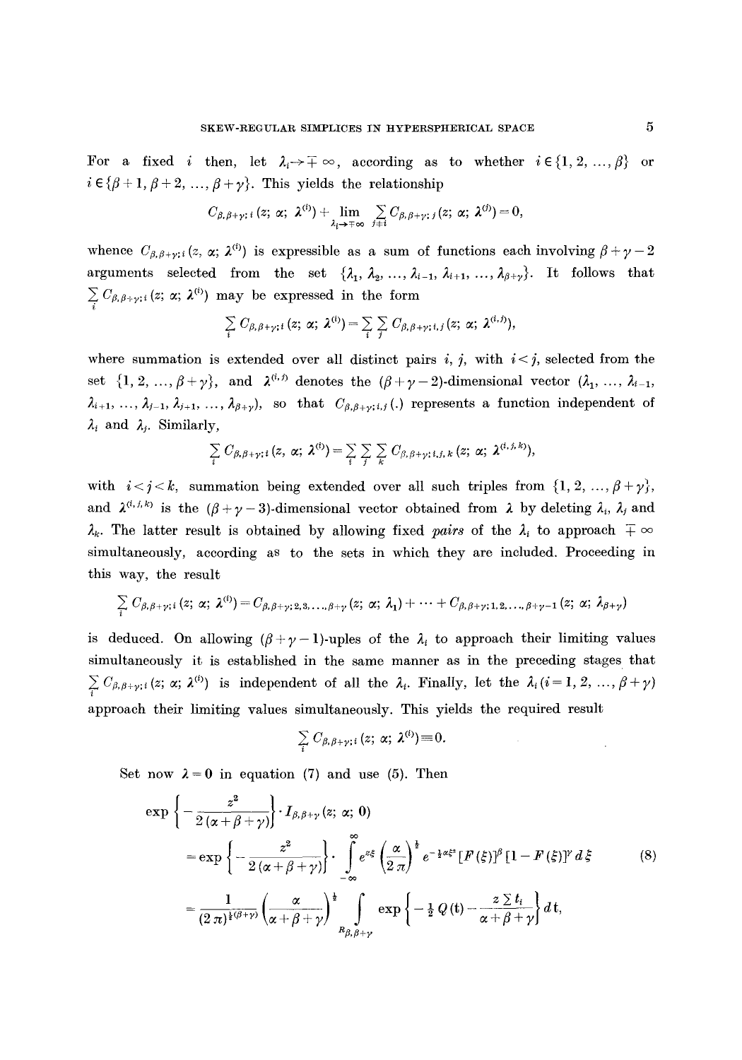For a fixed $i$ then, let $\lambda_i \to \mp \infty$, according as to whether $i \in \{1, 2, \ldots, \beta\}$ or $i \in \{\beta+1, \beta+2, \ldots, \beta+\gamma\}$. This yields the relationship

$$C_{\beta,\beta+\gamma;i}(z;\ \alpha;\ \boldsymbol{\lambda}^{(i)}) + \lim_{\lambda_i \to \mp\infty} \sum_{j \neq i} C_{\beta,\beta+\gamma;j}(z;\ \alpha;\ \boldsymbol{\lambda}^{(j)}) = 0,$$

whence $C_{\beta,\beta+\gamma;i}(z,\ \alpha;\ \boldsymbol{\lambda}^{(i)})$ is expressible as a sum of functions each involving $\beta+\gamma-2$ arguments selected from the set $\{\lambda_1, \lambda_2, \ldots, \lambda_{i-1}, \lambda_{i+1}, \ldots, \lambda_{\beta+\gamma}\}$. It follows that $\sum_i C_{\beta,\beta+\gamma;i}(z;\ \alpha;\ \boldsymbol{\lambda}^{(i)})$ may be expressed in the form

$$\sum_i C_{\beta,\beta+\gamma;i}(z;\ \alpha;\ \boldsymbol{\lambda}^{(i)}) = \sum_i \sum_j C_{\beta,\beta+\gamma;i,j}(z;\ \alpha;\ \boldsymbol{\lambda}^{(i,j)}),$$

where summation is extended over all distinct pairs $i$, $j$, with $i<j$, selected from the set $\{1, 2, \ldots, \beta+\gamma\}$, and $\boldsymbol{\lambda}^{(i,j)}$ denotes the $(\beta+\gamma-2)$-dimensional vector $(\lambda_1, \ldots, \lambda_{i-1}, \lambda_{i+1}, \ldots, \lambda_{j-1}, \lambda_{j+1}, \ldots, \lambda_{\beta+\gamma})$, so that $C_{\beta,\beta+\gamma;i,j}(.)$ represents a function independent of $\lambda_i$ and $\lambda_j$. Similarly,

$$\sum_i C_{\beta,\beta+\gamma;i}(z,\ \alpha;\ \boldsymbol{\lambda}^{(i)}) = \sum_i \sum_j \sum_k C_{\beta,\beta+\gamma;i,j,k}(z;\ \alpha;\ \boldsymbol{\lambda}^{(i,j,k)}),$$

with $i<j<k$, summation being extended over all such triples from $\{1, 2, \ldots, \beta+\gamma\}$, and $\boldsymbol{\lambda}^{(i,j,k)}$ is the $(\beta+\gamma-3)$-dimensional vector obtained from $\boldsymbol{\lambda}$ by deleting $\lambda_i$, $\lambda_j$ and $\lambda_k$. The latter result is obtained by allowing fixed *pairs* of the $\lambda_i$ to approach $\mp\infty$ simultaneously, according as to the sets in which they are included. Proceeding in this way, the result

$$\sum_i C_{\beta,\beta+\gamma;i}(z;\ \alpha;\ \boldsymbol{\lambda}^{(i)}) = C_{\beta,\beta+\gamma;2,3,\ldots,\beta+\gamma}(z;\ \alpha;\ \lambda_1) + \cdots + C_{\beta,\beta+\gamma;1,2,\ldots,\beta+\gamma-1}(z;\ \alpha;\ \lambda_{\beta+\gamma})$$

is deduced. On allowing $(\beta+\gamma-1)$-uples of the $\lambda_i$ to approach their limiting values simultaneously it is established in the same manner as in the preceding stages that $\sum_i C_{\beta,\beta+\gamma;i}(z;\ \alpha;\ \boldsymbol{\lambda}^{(i)})$ is independent of all the $\lambda_i$. Finally, let the $\lambda_i\ (i=1, 2, \ldots, \beta+\gamma)$ approach their limiting values simultaneously. This yields the required result

$$\sum_i C_{\beta,\beta+\gamma;i}(z;\ \alpha;\ \boldsymbol{\lambda}^{(i)}) \equiv 0.$$

Set now $\boldsymbol{\lambda} = \mathbf{0}$ in equation (7) and use (5). Then

$$\begin{aligned}
&\exp\left\{-\frac{z^2}{2(\alpha+\beta+\gamma)}\right\} \cdot I_{\beta,\beta+\gamma}(z;\ \alpha;\ \mathbf{0}) \\
&= \exp\left\{-\frac{z^2}{2(\alpha+\beta+\gamma)}\right\} \cdot \int_{-\infty}^{\infty} e^{z\xi}\left(\frac{\alpha}{2\pi}\right)^{\frac{1}{2}} e^{-\frac{1}{2}\alpha\xi^2} [F(\xi)]^{\beta} [1-F(\xi)]^{\gamma}\, d\xi \qquad (8) \\
&= \frac{1}{(2\pi)^{\frac{1}{2}(\beta+\gamma)}} \left(\frac{\alpha}{\alpha+\beta+\gamma}\right)^{\frac{1}{2}} \int_{R_{\beta,\beta+\gamma}} \exp\left\{-\tfrac{1}{2}Q(\mathbf{t}) - \frac{z\sum t_i}{\alpha+\beta+\gamma}\right\} d\mathbf{t},
\end{aligned}$$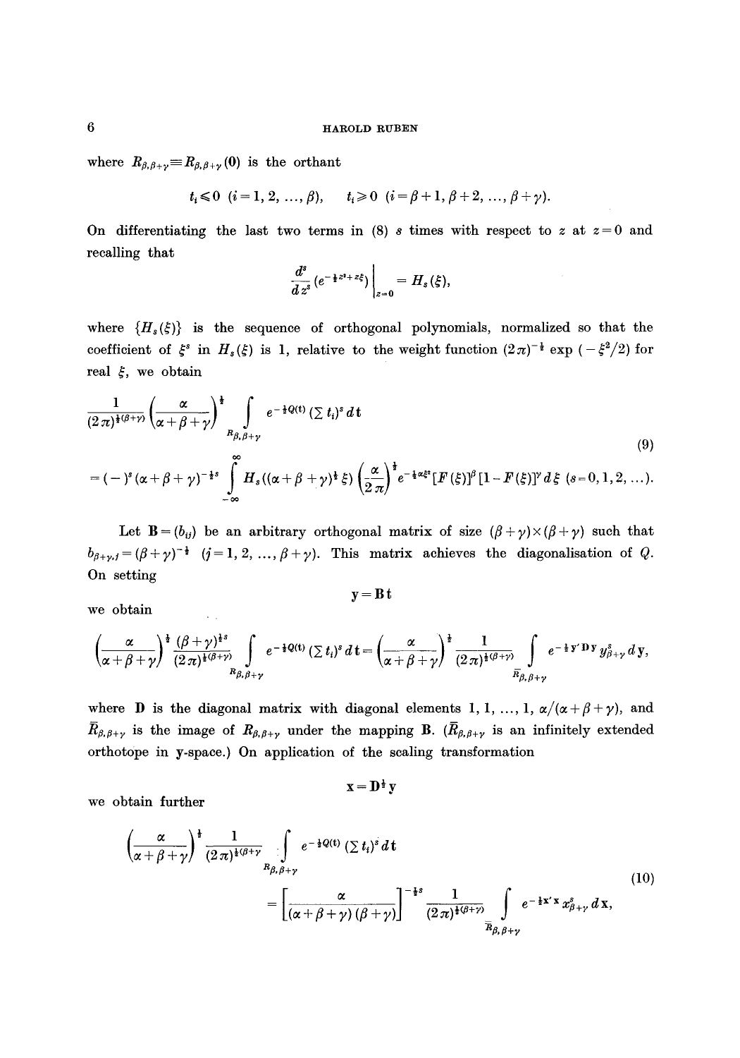where $R_{\beta,\beta+\gamma} \equiv R_{\beta,\beta+\gamma}(0)$ is the orthant

$$t_i \leqslant 0 \quad (i = 1, 2, \ldots, \beta), \qquad t_i \geqslant 0 \quad (i = \beta+1, \beta+2, \ldots, \beta+\gamma).$$

On differentiating the last two terms in (8) $s$ times with respect to $z$ at $z=0$ and recalling that

$$\frac{d^s}{dz^s}\left(e^{-\frac{1}{2}z^2+z\xi}\right)\Bigg|_{z=0} = H_s(\xi),$$

where $\{H_s(\xi)\}$ is the sequence of orthogonal polynomials, normalized so that the coefficient of $\xi^s$ in $H_s(\xi)$ is 1, relative to the weight function $(2\pi)^{-\frac{1}{2}}\exp(-\xi^2/2)$ for real $\xi$, we obtain

$$\begin{aligned}
&\frac{1}{(2\pi)^{\frac{1}{2}(\beta+\gamma)}}\left(\frac{\alpha}{\alpha+\beta+\gamma}\right)^{\frac{1}{2}} \int_{R_{\beta,\beta+\gamma}} e^{-\frac{1}{2}Q(\mathbf{t})}\left(\sum t_i\right)^s d\mathbf{t} \\
&= (-)^s(\alpha+\beta+\gamma)^{-\frac{1}{2}s}\int_{-\infty}^{\infty} H_s\left((\alpha+\beta+\gamma)^{\frac{1}{2}}\xi\right)\left(\frac{\alpha}{2\pi}\right)^{\frac{1}{2}} e^{-\frac{1}{2}\alpha\xi^2}[F(\xi)]^\beta[1-F(\xi)]^\gamma d\xi \quad (s = 0, 1, 2, \ldots).
\end{aligned} \tag{9}$$

Let $\mathbf{B} = (b_{ij})$ be an arbitrary orthogonal matrix of size $(\beta+\gamma)\times(\beta+\gamma)$ such that $b_{\beta+\gamma,j} = (\beta+\gamma)^{-\frac{1}{2}}$ $(j = 1, 2, \ldots, \beta+\gamma)$. This matrix achieves the diagonalisation of $Q$. On setting

$$\mathbf{y} = \mathbf{B}\mathbf{t}$$

we obtain

$$\left(\frac{\alpha}{\alpha+\beta+\gamma}\right)^{\frac{1}{2}}\frac{(\beta+\gamma)^{\frac{1}{2}s}}{(2\pi)^{\frac{1}{2}(\beta+\gamma)}}\int_{R_{\beta,\beta+\gamma}} e^{-\frac{1}{2}Q(\mathbf{t})}\left(\sum t_i\right)^s d\mathbf{t} = \left(\frac{\alpha}{\alpha+\beta+\gamma}\right)^{\frac{1}{2}}\frac{1}{(2\pi)^{\frac{1}{2}(\beta+\gamma)}}\int_{\bar{R}_{\beta,\beta+\gamma}} e^{-\frac{1}{2}\mathbf{y}'\mathbf{D}\mathbf{y}}\, y_{\beta+\gamma}^s\, d\mathbf{y},$$

where $\mathbf{D}$ is the diagonal matrix with diagonal elements $1, 1, \ldots, 1, \alpha/(\alpha+\beta+\gamma)$, and $\bar{R}_{\beta,\beta+\gamma}$ is the image of $R_{\beta,\beta+\gamma}$ under the mapping $\mathbf{B}$. ($\bar{R}_{\beta,\beta+\gamma}$ is an infinitely extended orthotope in $\mathbf{y}$-space.) On application of the scaling transformation

$$\mathbf{x} = \mathbf{D}^{\frac{1}{2}}\mathbf{y}$$

we obtain further

$$\begin{aligned}
&\left(\frac{\alpha}{\alpha+\beta+\gamma}\right)^{\frac{1}{2}}\frac{1}{(2\pi)^{\frac{1}{2}(\beta+\gamma)}}\int_{R_{\beta,\beta+\gamma}} e^{-\frac{1}{2}Q(\mathbf{t})}\left(\sum t_i\right)^s d\mathbf{t} \\
&= \left[\frac{\alpha}{(\alpha+\beta+\gamma)(\beta+\gamma)}\right]^{-\frac{1}{2}s}\frac{1}{(2\pi)^{\frac{1}{2}(\beta+\gamma)}}\int_{\bar{\bar{R}}_{\beta,\beta+\gamma}} e^{-\frac{1}{2}\mathbf{x}'\mathbf{x}}\, x_{\beta+\gamma}^s\, d\mathbf{x},
\end{aligned} \tag{10}$$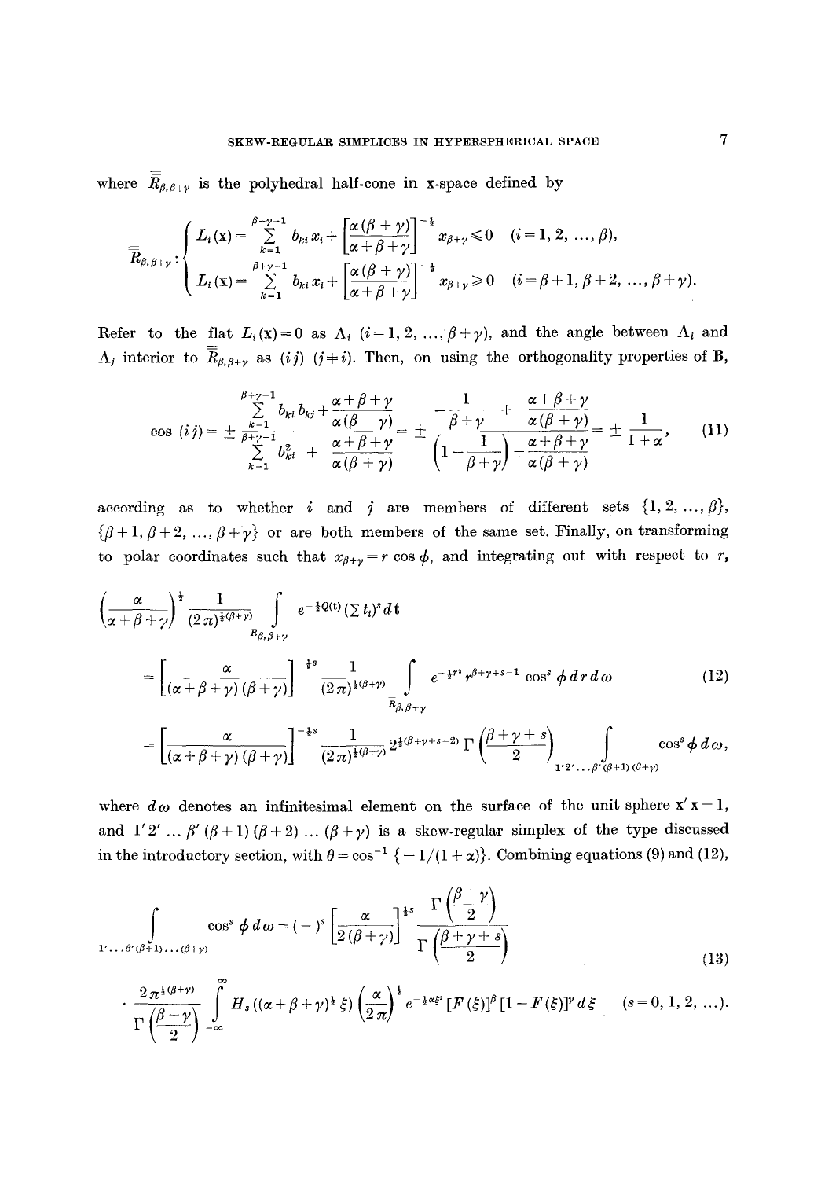where $\overline{\overline{R}}_{\beta,\beta+\gamma}$ is the polyhedral half-cone in x-space defined by

$$\overline{\overline{R}}_{\beta,\beta+\gamma}: \begin{cases} L_i(\mathbf{x}) = \sum_{k=1}^{\beta+\gamma-1} b_{ki} x_i + \left[\dfrac{\alpha(\beta+\gamma)}{\alpha+\beta+\gamma}\right]^{-\frac{1}{2}} x_{\beta+\gamma} \leqslant 0 \quad (i=1,2,\ldots,\beta), \\ L_i(\mathbf{x}) = \sum_{k=1}^{\beta+\gamma-1} b_{ki} x_i + \left[\dfrac{\alpha(\beta+\gamma)}{\alpha+\beta+\gamma}\right]^{-\frac{1}{2}} x_{\beta+\gamma} \geqslant 0 \quad (i=\beta+1,\beta+2,\ldots,\beta+\gamma). \end{cases}$$

Refer to the flat $L_i(\mathbf{x})=0$ as $\Lambda_i$ $(i=1,2,\ldots,\beta+\gamma)$, and the angle between $\Lambda_i$ and $\Lambda_j$ interior to $\overline{\overline{R}}_{\beta,\beta+\gamma}$ as $(ij)$ $(j \neq i)$. Then, on using the orthogonality properties of $\mathbf{B}$,

$$\cos(ij) = \pm \frac{\sum_{k=1}^{\beta+\gamma-1} b_{ki} b_{kj} + \dfrac{\alpha+\beta+\gamma}{\alpha(\beta+\gamma)}}{\sum_{k=1}^{\beta+\gamma-1} b_{ki}^2 + \dfrac{\alpha+\beta+\gamma}{\alpha(\beta+\gamma)}} = \pm \frac{-\dfrac{1}{\beta+\gamma} + \dfrac{\alpha+\beta+\gamma}{\alpha(\beta+\gamma)}}{\left(1-\dfrac{1}{\beta+\gamma}\right) + \dfrac{\alpha+\beta+\gamma}{\alpha(\beta+\gamma)}} = \pm \frac{1}{1+\alpha}, \tag{11}$$

according as to whether $i$ and $j$ are members of different sets $\{1,2,\ldots,\beta\}$, $\{\beta+1,\beta+2,\ldots,\beta+\gamma\}$ or are both members of the same set. Finally, on transforming to polar coordinates such that $x_{\beta+\gamma} = r\cos\phi$, and integrating out with respect to $r$,

$$\begin{aligned}
&\left(\frac{\alpha}{\alpha+\beta+\gamma}\right)^{\frac{1}{2}} \frac{1}{(2\pi)^{\frac{1}{2}(\beta+\gamma)}} \int_{R_{\beta,\beta+\gamma}} e^{-\frac{1}{2}Q(\mathbf{t})} (\textstyle\sum t_i)^s \, d\mathbf{t} \\
&= \left[\frac{\alpha}{(\alpha+\beta+\gamma)(\beta+\gamma)}\right]^{-\frac{1}{2}s} \frac{1}{(2\pi)^{\frac{1}{2}(\beta+\gamma)}} \int_{\overline{\overline{R}}_{\beta,\beta+\gamma}} e^{-\frac{1}{2}r^2} r^{\beta+\gamma+s-1} \cos^s\phi \, dr \, d\omega \\
&= \left[\frac{\alpha}{(\alpha+\beta+\gamma)(\beta+\gamma)}\right]^{-\frac{1}{2}s} \frac{1}{(2\pi)^{\frac{1}{2}(\beta+\gamma)}} 2^{\frac{1}{2}(\beta+\gamma+s-2)} \Gamma\left(\frac{\beta+\gamma+s}{2}\right) \int_{1'2'\ldots\beta'(\beta+1)(\beta+\gamma)} \cos^s\phi \, d\omega,
\end{aligned} \tag{12}$$

where $d\omega$ denotes an infinitesimal element on the surface of the unit sphere $\mathbf{x}'\mathbf{x}=1$, and $1'2'\ldots\beta'(\beta+1)(\beta+2)\ldots(\beta+\gamma)$ is a skew-regular simplex of the type discussed in the introductory section, with $\theta = \cos^{-1}\{-1/(1+\alpha)\}$. Combining equations (9) and (12),

$$\begin{aligned}
\int_{1'\ldots\beta'(\beta+1)\ldots(\beta+\gamma)} \cos^s\phi \, d\omega &= (-)^s \left[\frac{\alpha}{2(\beta+\gamma)}\right]^{\frac{1}{2}s} \frac{\Gamma\left(\dfrac{\beta+\gamma}{2}\right)}{\Gamma\left(\dfrac{\beta+\gamma+s}{2}\right)} \\
&\cdot \frac{2\pi^{\frac{1}{2}(\beta+\gamma)}}{\Gamma\left(\dfrac{\beta+\gamma}{2}\right)} \int_{-\infty}^{\infty} H_s((\alpha+\beta+\gamma)^{\frac{1}{2}}\xi) \left(\frac{\alpha}{2\pi}\right)^{\frac{1}{2}} e^{-\frac{1}{2}\alpha\xi^2} [F(\xi)]^\beta [1-F(\xi)]^\gamma \, d\xi \quad (s=0,1,2,\ldots).
\end{aligned} \tag{13}$$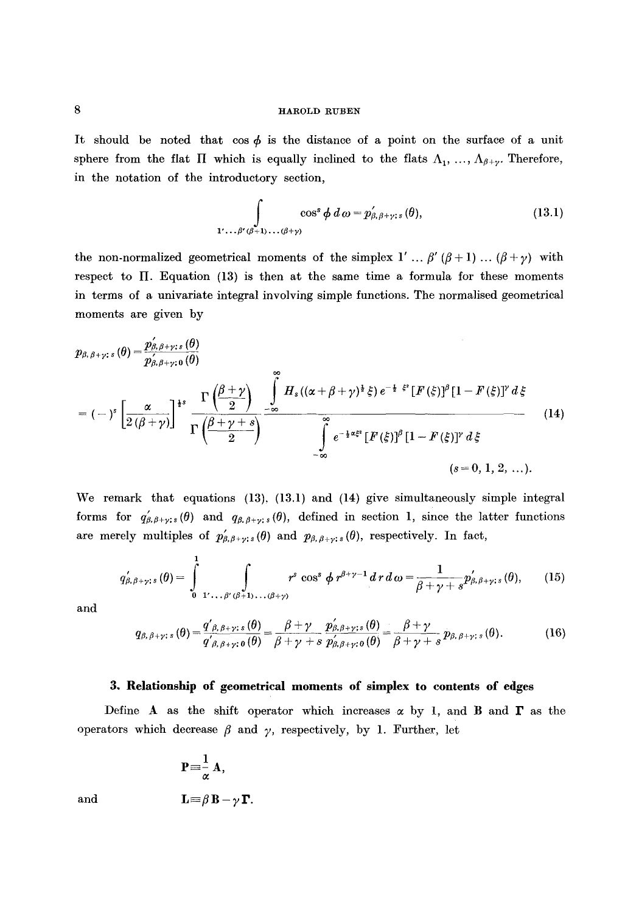It should be noted that $\cos\phi$ is the distance of a point on the surface of a unit sphere from the flat $\Pi$ which is equally inclined to the flats $\Lambda_1, \ldots, \Lambda_{\beta+\gamma}$. Therefore, in the notation of the introductory section,

$$\int_{1'\ldots\beta'(\beta+1)\ldots(\beta+\gamma)} \cos^s\phi\, d\omega = p'_{\beta,\beta+\gamma;s}(\theta), \tag{13.1}$$

the non-normalized geometrical moments of the simplex $1' \ldots \beta' (\beta+1) \ldots (\beta+\gamma)$ with respect to $\Pi$. Equation (13) is then at the same time a formula for these moments in terms of a univariate integral involving simple functions. The normalised geometrical moments are given by

$$p_{\beta,\beta+\gamma;s}(\theta) = \frac{p'_{\beta,\beta+\gamma;s}(\theta)}{p'_{\beta,\beta+\gamma;0}(\theta)}$$

$$= (-)^s \left[\frac{\alpha}{2(\beta+\gamma)}\right]^{\frac{1}{2}s} \frac{\Gamma\left(\frac{\beta+\gamma}{2}\right)}{\Gamma\left(\frac{\beta+\gamma+s}{2}\right)} \frac{\int_{-\infty}^{\infty} H_s((\alpha+\beta+\gamma)^{\frac{1}{2}}\xi)\, e^{-\frac{1}{2}\xi^2}[F(\xi)]^{\beta}[1-F(\xi)]^{\gamma}\, d\xi}{\int_{-\infty}^{\infty} e^{-\frac{1}{2}\alpha\xi^2}[F(\xi)]^{\beta}[1-F(\xi)]^{\gamma}\, d\xi} \tag{14}$$

$$(s = 0, 1, 2, \ldots).$$

We remark that equations (13), (13.1) and (14) give simultaneously simple integral forms for $q'_{\beta,\beta+\gamma;s}(\theta)$ and $q_{\beta,\beta+\gamma;s}(\theta)$, defined in section 1, since the latter functions are merely multiples of $p'_{\beta,\beta+\gamma;s}(\theta)$ and $p_{\beta,\beta+\gamma;s}(\theta)$, respectively. In fact,

$$q'_{\beta,\beta+\gamma;s}(\theta) = \int_0^1 \int_{1'\ldots\beta'(\beta+1)\ldots(\beta+\gamma)} r^s \cos^s\phi\, r^{\beta+\gamma-1}\, dr\, d\omega = \frac{1}{\beta+\gamma+s} p'_{\beta,\beta+\gamma;s}(\theta), \tag{15}$$

and

$$q_{\beta,\beta+\gamma;s}(\theta) = \frac{q'_{\beta,\beta+\gamma;s}(\theta)}{q'_{\beta,\beta+\gamma;0}(\theta)} = \frac{\beta+\gamma}{\beta+\gamma+s} \frac{p'_{\beta,\beta+\gamma;s}(\theta)}{p'_{\beta,\beta+\gamma;0}(\theta)} = \frac{\beta+\gamma}{\beta+\gamma+s} p_{\beta,\beta+\gamma;s}(\theta). \tag{16}$$

## 3. Relationship of geometrical moments of simplex to contents of edges

Define $\mathbf{A}$ as the shift operator which increases $\alpha$ by 1, and $\mathbf{B}$ and $\mathbf{\Gamma}$ as the operators which decrease $\beta$ and $\gamma$, respectively, by 1. Further, let

$$\mathbf{P} \equiv \frac{1}{\alpha}\mathbf{A},$$

and

$$\mathbf{L} \equiv \beta\mathbf{B} - \gamma\mathbf{\Gamma}.$$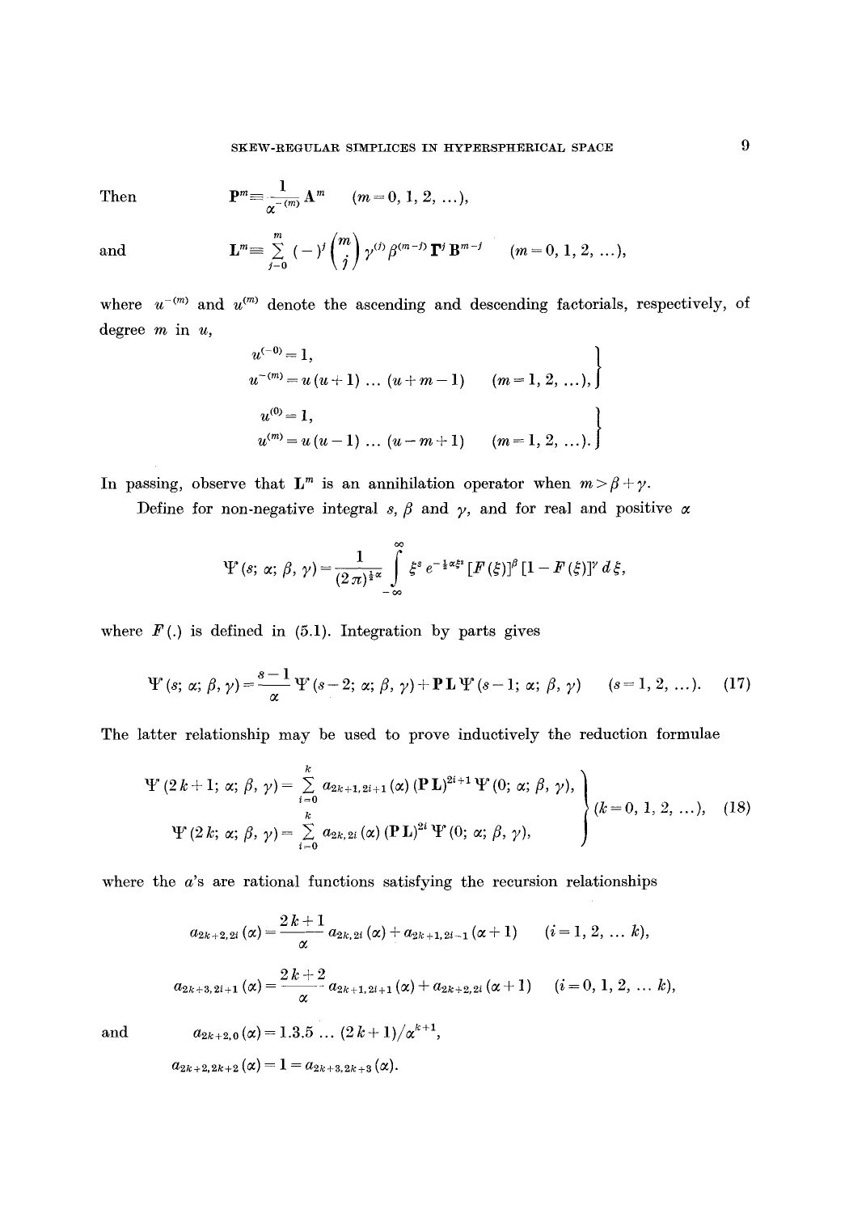Then $$\mathbf{P}^m \equiv \frac{1}{\alpha^{-(m)}} \mathbf{A}^m \qquad (m = 0, 1, 2, \ldots),$$

and $$\mathbf{L}^m \equiv \sum_{j=0}^{m} (-)^j \binom{m}{j} \gamma^{(j)} \beta^{(m-j)} \mathbf{\Gamma}^j \mathbf{B}^{m-j} \qquad (m = 0, 1, 2, \ldots),$$

where $u^{-(m)}$ and $u^{(m)}$ denote the ascending and descending factorials, respectively, of degree $m$ in $u$,

$$\left.\begin{aligned} u^{(-0)} &= 1, \\ u^{-(m)} &= u(u+1) \ldots (u+m-1) \qquad (m = 1, 2, \ldots), \end{aligned}\right\}$$

$$\left.\begin{aligned} u^{(0)} &= 1, \\ u^{(m)} &= u(u-1) \ldots (u-m+1) \qquad (m = 1, 2, \ldots). \end{aligned}\right\}$$

In passing, observe that $\mathbf{L}^m$ is an annihilation operator when $m > \beta + \gamma$.

Define for non-negative integral $s$, $\beta$ and $\gamma$, and for real and positive $\alpha$

$$\Psi(s; \alpha; \beta, \gamma) = \frac{1}{(2\pi)^{\frac{1}{2}\alpha}} \int_{-\infty}^{\infty} \xi^s e^{-\frac{1}{2}\alpha\xi^2} [F(\xi)]^\beta [1 - F(\xi)]^\gamma \, d\xi,$$

where $F(.)$ is defined in (5.1). Integration by parts gives

$$\Psi(s; \alpha; \beta, \gamma) = \frac{s-1}{\alpha} \Psi(s-2; \alpha; \beta, \gamma) + \mathbf{P}\,\mathbf{L}\,\Psi(s-1; \alpha; \beta, \gamma) \qquad (s = 1, 2, \ldots). \tag{17}$$

The latter relationship may be used to prove inductively the reduction formulae

$$\left.\begin{aligned} \Psi(2k+1; \alpha; \beta, \gamma) &= \sum_{i=0}^{k} a_{2k+1, 2i+1}(\alpha) (\mathbf{P}\,\mathbf{L})^{2i+1} \Psi(0; \alpha; \beta, \gamma), \\ \Psi(2k; \alpha; \beta, \gamma) &= \sum_{i=0}^{k} a_{2k, 2i}(\alpha) (\mathbf{P}\,\mathbf{L})^{2i} \Psi(0; \alpha; \beta, \gamma), \end{aligned}\right\} (k = 0, 1, 2, \ldots), \tag{18}$$

where the $a$'s are rational functions satisfying the recursion relationships

$$a_{2k+2, 2i}(\alpha) = \frac{2k+1}{\alpha} a_{2k, 2i}(\alpha) + a_{2k+1, 2i-1}(\alpha+1) \qquad (i = 1, 2, \ldots k),$$

$$a_{2k+3, 2i+1}(\alpha) = \frac{2k+2}{\alpha} a_{2k+1, 2i+1}(\alpha) + a_{2k+2, 2i}(\alpha+1) \qquad (i = 0, 1, 2, \ldots k),$$

and $$a_{2k+2, 0}(\alpha) = 1.3.5 \ldots (2k+1)/\alpha^{k+1},$$

$$a_{2k+2, 2k+2}(\alpha) = 1 = a_{2k+3, 2k+3}(\alpha).$$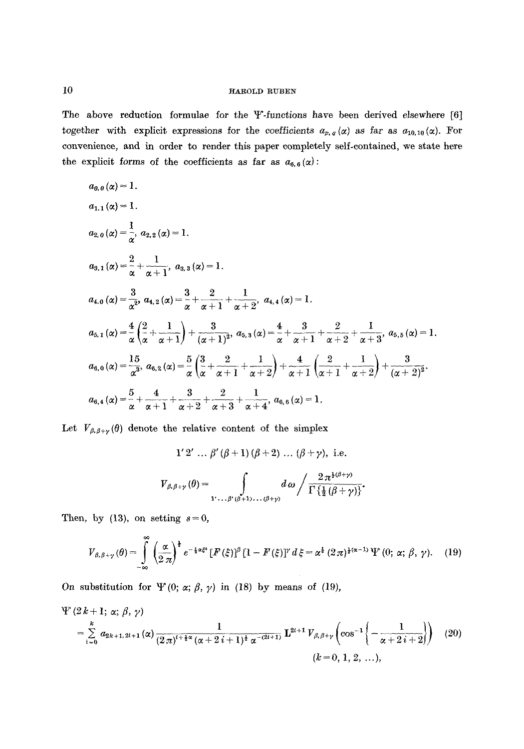The above reduction formulae for the $\Psi$-functions have been derived elsewhere [6] together with explicit expressions for the coefficients $a_{p,q}(\alpha)$ as far as $a_{10,10}(\alpha)$. For convenience, and in order to render this paper completely self-contained, we state here the explicit forms of the coefficients as far as $a_{6,6}(\alpha)$:

$$a_{0,0}(\alpha) = 1.$$

$$a_{1,1}(\alpha) = 1.$$

$$a_{2,0}(\alpha) = \frac{1}{\alpha}, \quad a_{2,2}(\alpha) = 1.$$

$$a_{3,1}(\alpha) = \frac{2}{\alpha} + \frac{1}{\alpha+1}, \quad a_{3,3}(\alpha) = 1.$$

$$a_{4,0}(\alpha) = \frac{3}{\alpha^2}, \quad a_{4,2}(\alpha) = \frac{3}{\alpha} + \frac{2}{\alpha+1} + \frac{1}{\alpha+2}, \quad a_{4,4}(\alpha) = 1.$$

$$a_{5,1}(\alpha) = \frac{4}{\alpha}\left(\frac{2}{\alpha} + \frac{1}{\alpha+1}\right) + \frac{3}{(\alpha+1)^2}, \quad a_{5,3}(\alpha) = \frac{4}{\alpha} + \frac{3}{\alpha+1} + \frac{2}{\alpha+2} + \frac{1}{\alpha+3}, \quad a_{5,5}(\alpha) = 1.$$

$$a_{6,0}(\alpha) = \frac{15}{\alpha^3}, \quad a_{6,2}(\alpha) = \frac{5}{\alpha}\left(\frac{3}{\alpha} + \frac{2}{\alpha+1} + \frac{1}{\alpha+2}\right) + \frac{4}{\alpha+1}\left(\frac{2}{\alpha+1} + \frac{1}{\alpha+2}\right) + \frac{3}{(\alpha+2)^2}.$$

$$a_{6,4}(\alpha) = \frac{5}{\alpha} + \frac{4}{\alpha+1} + \frac{3}{\alpha+2} + \frac{2}{\alpha+3} + \frac{1}{\alpha+4}, \quad a_{6,6}(\alpha) = 1.$$

Let $V_{\beta,\beta+\gamma}(\theta)$ denote the relative content of the simplex

$$1'2' \ldots \beta'(\beta+1)(\beta+2) \ldots (\beta+\gamma), \text{ i.e.}$$

$$V_{\beta,\beta+\gamma}(\theta) = \int\limits_{1' \ldots \beta'(\beta+1) \ldots (\beta+\gamma)} d\omega \Bigg/ \frac{2\pi^{\frac{1}{2}(\beta+\gamma)}}{\Gamma\{\frac{1}{2}(\beta+\gamma)\}}.$$

Then, by (13), on setting $s=0$,

$$V_{\beta,\beta+\gamma}(\theta) = \int_{-\infty}^{\infty} \left(\frac{\alpha}{2\pi}\right)^{\frac{1}{2}} e^{-\frac{1}{2}\alpha\xi^2} [F(\xi)]^{\beta} [1-F(\xi)]^{\gamma} d\xi = \alpha^{\frac{1}{2}} (2\pi)^{\frac{1}{2}(\alpha-1)} \Psi(0; \alpha; \beta, \gamma). \tag{19}$$

On substitution for $\Psi(0; \alpha; \beta, \gamma)$ in (18) by means of (19),

$$\Psi(2k+1; \alpha; \beta, \gamma) = \sum_{i=0}^{k} a_{2k+1, 2i+1}(\alpha) \frac{1}{(2\pi)^{i+\frac{1}{2}\alpha} (\alpha+2i+1)^{\frac{1}{2}} \alpha^{-(2i+1)}} \mathrm{L}^{2i+1} V_{\beta,\beta+\gamma}\left(\cos^{-1}\left\{-\frac{1}{\alpha+2i+2}\right\}\right) \tag{20}$$

$$(k = 0, 1, 2, \ldots),$$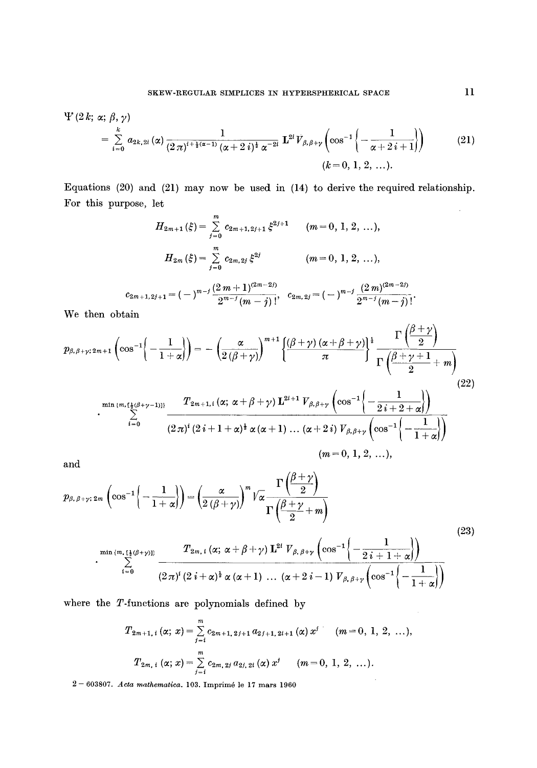$$\Psi'(2k;\,\alpha;\,\beta,\gamma)$$

$$= \sum_{i=0}^{k} a_{2k,2i}(\alpha) \frac{1}{(2\pi)^{i+\frac{1}{2}(\alpha-1)}(\alpha+2i)^{\frac{1}{2}}\alpha^{-2i}} \mathbf{L}^{2i} V_{\beta,\beta+\gamma}\left(\cos^{-1}\left\{-\frac{1}{\alpha+2i+1}\right\}\right) \tag{21}$$

$$(k=0,\,1,\,2,\,\ldots).$$

Equations (20) and (21) may now be used in (14) to derive the required relationship. For this purpose, let

$$H_{2m+1}(\xi) = \sum_{j=0}^{m} c_{2m+1,2j+1}\,\xi^{2j+1} \qquad (m=0,\,1,\,2,\,\ldots),$$

$$H_{2m}(\xi) = \sum_{j=0}^{m} c_{2m,2j}\,\xi^{2j} \qquad (m=0,\,1,\,2,\,\ldots),$$

$$c_{2m+1,2j+1} = (-)^{m-j}\frac{(2m+1)^{(2m-2j)}}{2^{m-j}(m-j)!},\quad c_{2m,2j} = (-)^{m-j}\frac{(2m)^{(2m-2j)}}{2^{m-j}(m-j)!}.$$

We then obtain

$$p_{\beta,\beta+\gamma;\,2m+1}\left(\cos^{-1}\left\{-\frac{1}{1+\alpha}\right\}\right) = -\left(\frac{\alpha}{2(\beta+\gamma)}\right)^{m+1}\left\{\frac{(\beta+\gamma)(\alpha+\beta+\gamma)}{\pi}\right\}^{\frac{1}{2}}\frac{\Gamma\left(\frac{\beta+\gamma}{2}\right)}{\Gamma\left(\frac{\beta+\gamma+1}{2}+m\right)}$$

$$\cdot \sum_{i=0}^{\min\{m,[\frac{1}{2}(\beta+\gamma-1)]\}} \frac{T_{2m+1,i}(\alpha;\,\alpha+\beta+\gamma)\,\mathbf{L}^{2i+1}V_{\beta,\beta+\gamma}\left(\cos^{-1}\left\{-\frac{1}{2i+2+\alpha}\right\}\right)}{(2\pi)^{i}(2i+1+\alpha)^{\frac{1}{2}}\alpha(\alpha+1)\ldots(\alpha+2i)\,V_{\beta,\beta+\gamma}\left(\cos^{-1}\left\{-\frac{1}{1+\alpha}\right\}\right)} \tag{22}$$

$$(m=0,\,1,\,2,\,\ldots),$$

and

$$p_{\beta,\beta+\gamma;\,2m}\left(\cos^{-1}\left\{-\frac{1}{1+\alpha}\right\}\right) = \left(\frac{\alpha}{2(\beta+\gamma)}\right)^{m}\sqrt{\alpha}\,\frac{\Gamma\left(\frac{\beta+\gamma}{2}\right)}{\Gamma\left(\frac{\beta+\gamma}{2}+m\right)}$$

$$\cdot \sum_{i=0}^{\min\{m,[\frac{1}{2}(\beta+\gamma)]\}} \frac{T_{2m,i}(\alpha;\,\alpha+\beta+\gamma)\,\mathbf{L}^{2i}V_{\beta,\beta+\gamma}\left(\cos^{-1}\left\{-\frac{1}{2i+1+\alpha}\right\}\right)}{(2\pi)^{i}(2i+\alpha)^{\frac{1}{2}}\alpha(\alpha+1)\ldots(\alpha+2i-1)\,V_{\beta,\beta+\gamma}\left(\cos^{-1}\left\{-\frac{1}{1+\alpha}\right\}\right)} \tag{23}$$

where the $T$-functions are polynomials defined by

$$T_{2m+1,i}(\alpha;\,x) = \sum_{j=i}^{m} c_{2m+1,2j+1}\,a_{2j+1,2i+1}(\alpha)\,x^{j} \qquad (m=0,\,1,\,2,\,\ldots),$$

$$T_{2m,i}(\alpha;\,x) = \sum_{j=i}^{m} c_{2m,2j}\,a_{2j,2i}(\alpha)\,x^{j} \qquad (m=0,\,1,\,2,\,\ldots).$$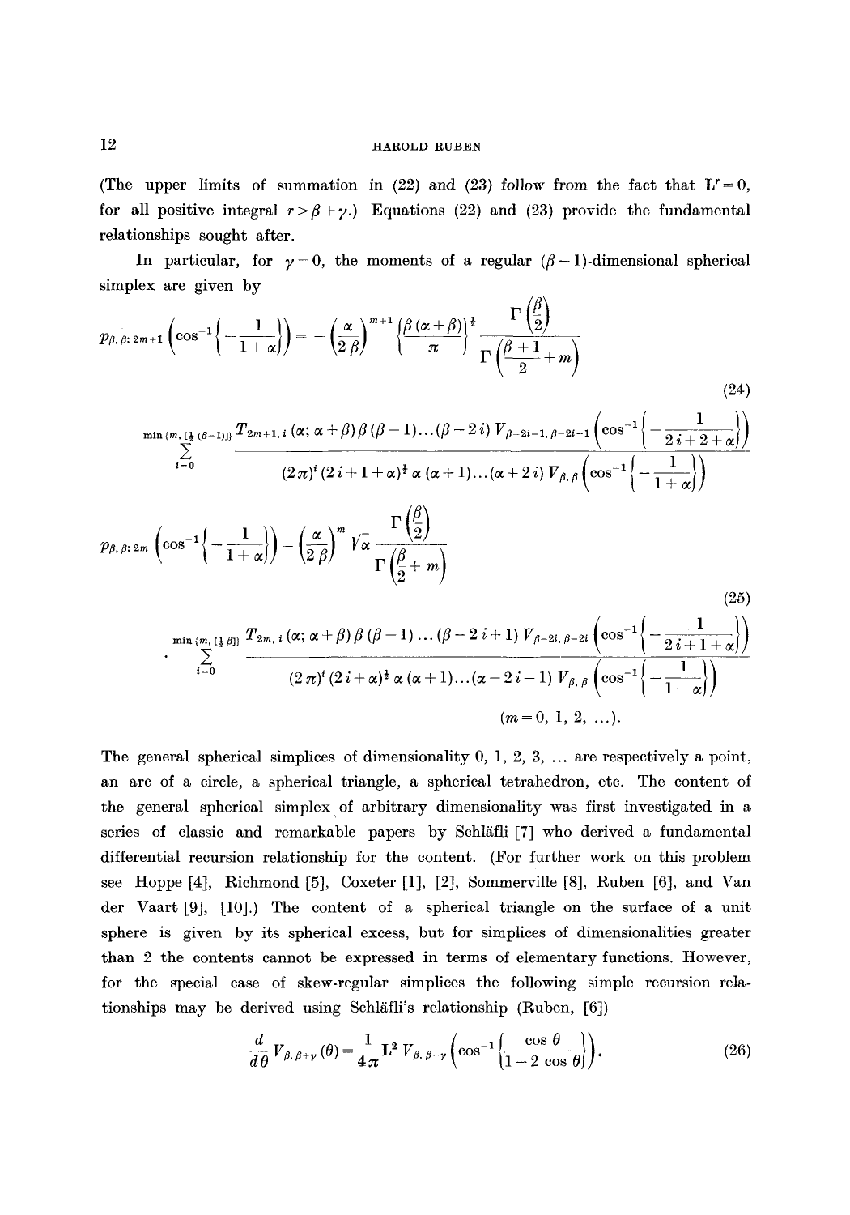(The upper limits of summation in (22) and (23) follow from the fact that $\mathbf{L}^r = 0$, for all positive integral $r > \beta + \gamma$.) Equations (22) and (23) provide the fundamental relationships sought after.

In particular, for $\gamma = 0$, the moments of a regular $(\beta - 1)$-dimensional spherical simplex are given by

$$
p_{\beta,\beta;\,2m+1}\left(\cos^{-1}\left\{-\frac{1}{1+\alpha}\right\}\right) = -\left(\frac{\alpha}{2\beta}\right)^{m+1}\left\{\frac{\beta(\alpha+\beta)}{\pi}\right\}^{\frac{1}{2}} \frac{\Gamma\left(\frac{\beta}{2}\right)}{\Gamma\left(\frac{\beta+1}{2}+m\right)}
$$

$$
\sum_{i=0}^{\min\{m,\,[\frac{1}{2}(\beta-1)]\}} \frac{T_{2m+1,\,i}(\alpha;\,\alpha+\beta)\,\beta(\beta-1)\ldots(\beta-2i)\,V_{\beta-2i-1,\,\beta-2i-1}\left(\cos^{-1}\left\{-\frac{1}{2i+2+\alpha}\right\}\right)}{(2\pi)^i\,(2i+1+\alpha)^{\frac{1}{2}}\,\alpha(\alpha+1)\ldots(\alpha+2i)\,V_{\beta,\beta}\left(\cos^{-1}\left\{-\frac{1}{1+\alpha}\right\}\right)} \tag{24}
$$

$$
p_{\beta,\beta;\,2m}\left(\cos^{-1}\left\{-\frac{1}{1+\alpha}\right\}\right) = \left(\frac{\alpha}{2\beta}\right)^{m}\sqrt{\alpha}\, \frac{\Gamma\left(\frac{\beta}{2}\right)}{\Gamma\left(\frac{\beta}{2}+m\right)}
$$

$$
\cdot \sum_{i=0}^{\min\{m,\,[\frac{1}{2}\beta]\}} \frac{T_{2m,\,i}(\alpha;\,\alpha+\beta)\,\beta(\beta-1)\ldots(\beta-2i+1)\,V_{\beta-2i,\,\beta-2i}\left(\cos^{-1}\left\{-\frac{1}{2i+1+\alpha}\right\}\right)}{(2\pi)^i\,(2i+\alpha)^{\frac{1}{2}}\,\alpha(\alpha+1)\ldots(\alpha+2i-1)\,V_{\beta,\beta}\left(\cos^{-1}\left\{-\frac{1}{1+\alpha}\right\}\right)} \tag{25}
$$

$$(m = 0,\ 1,\ 2,\ \ldots).$$

The general spherical simplices of dimensionality 0, 1, 2, 3, ... are respectively a point, an arc of a circle, a spherical triangle, a spherical tetrahedron, etc. The content of the general spherical simplex of arbitrary dimensionality was first investigated in a series of classic and remarkable papers by Schläfli [7] who derived a fundamental differential recursion relationship for the content. (For further work on this problem see Hoppe [4], Richmond [5], Coxeter [1], [2], Sommerville [8], Ruben [6], and Van der Vaart [9], [10].) The content of a spherical triangle on the surface of a unit sphere is given by its spherical excess, but for simplices of dimensionalities greater than 2 the contents cannot be expressed in terms of elementary functions. However, for the special case of skew-regular simplices the following simple recursion relationships may be derived using Schläfli's relationship (Ruben, [6])

$$
\frac{d}{d\theta} V_{\beta,\,\beta+\gamma}(\theta) = \frac{1}{4\pi}\mathbf{L}^2\, V_{\beta,\,\beta+\gamma}\left(\cos^{-1}\left\{\frac{\cos\theta}{1-2\cos\theta}\right\}\right). \tag{26}
$$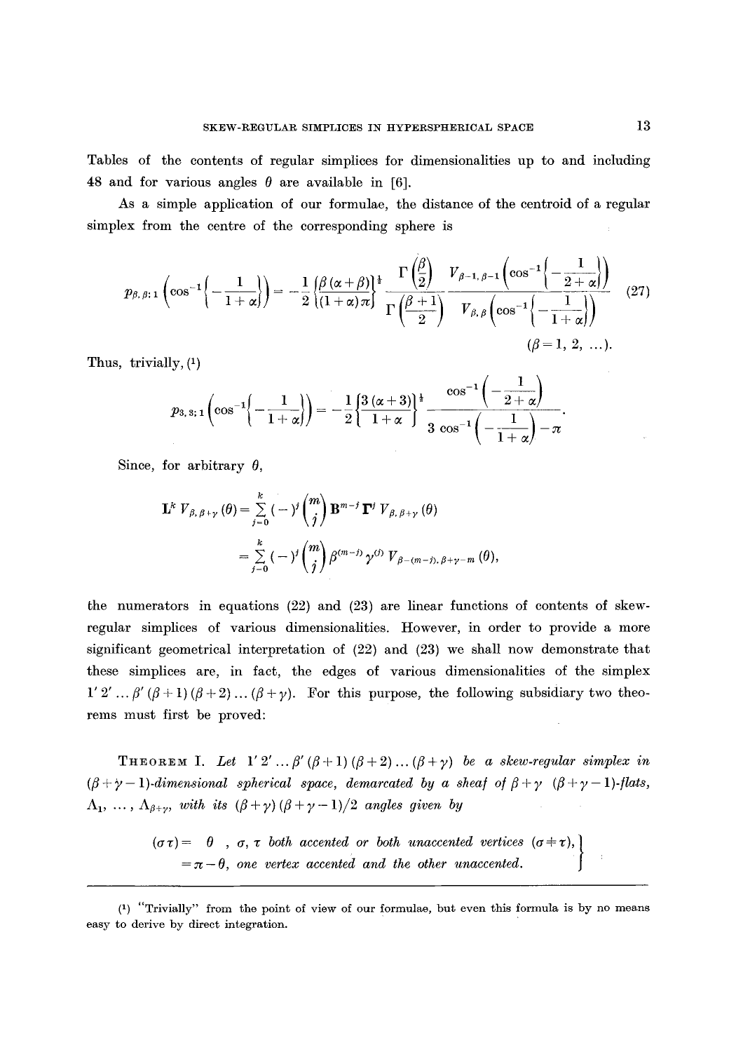Tables of the contents of regular simplices for dimensionalities up to and including 48 and for various angles $\theta$ are available in [6].

As a simple application of our formulae, the distance of the centroid of a regular simplex from the centre of the corresponding sphere is

$$p_{\beta,\beta;1}\left(\cos^{-1}\left\{-\frac{1}{1+\alpha}\right\}\right) = -\frac{1}{2}\left\{\frac{\beta(\alpha+\beta)}{(1+\alpha)\pi}\right\}^{\frac{1}{2}} \frac{\Gamma\left(\frac{\beta}{2}\right)}{\Gamma\left(\frac{\beta+1}{2}\right)} \frac{V_{\beta-1,\beta-1}\left(\cos^{-1}\left\{-\frac{1}{2+\alpha}\right\}\right)}{V_{\beta,\beta}\left(\cos^{-1}\left\{-\frac{1}{1+\alpha}\right\}\right)} \tag{27}$$

$$(\beta = 1, 2, \ldots).$$

Thus, trivially, [1]

$$p_{3,3;1}\left(\cos^{-1}\left\{-\frac{1}{1+\alpha}\right\}\right) = -\frac{1}{2}\left\{\frac{3(\alpha+3)}{1+\alpha}\right\}^{\frac{1}{2}} \frac{\cos^{-1}\left(-\frac{1}{2+\alpha}\right)}{3\cos^{-1}\left(-\frac{1}{1+\alpha}\right)-\pi}.$$

Since, for arbitrary $\theta$,

$$\mathbf{L}^k V_{\beta,\beta+\gamma}(\theta) = \sum_{j=0}^{k} (-)^j \binom{m}{j} \mathbf{B}^{m-j} \mathbf{\Gamma}^j V_{\beta,\beta+\gamma}(\theta)$$

$$= \sum_{j=0}^{k} (-)^j \binom{m}{j} \beta^{(m-j)} \gamma^{(j)} V_{\beta-(m-j),\beta+\gamma-m}(\theta),$$

the numerators in equations (22) and (23) are linear functions of contents of skew-regular simplices of various dimensionalities. However, in order to provide a more significant geometrical interpretation of (22) and (23) we shall now demonstrate that these simplices are, in fact, the edges of various dimensionalities of the simplex $1'\,2' \ldots \beta'\,(\beta+1)\,(\beta+2) \ldots (\beta+\gamma)$. For this purpose, the following subsidiary two theorems must first be proved:

**Theorem I.** *Let $1'\,2' \ldots \beta'\,(\beta+1)\,(\beta+2) \ldots (\beta+\gamma)$ be a skew-regular simplex in $(\beta+\gamma-1)$-dimensional spherical space, demarcated by a sheaf of $\beta+\gamma$ $(\beta+\gamma-1)$-flats, $\Lambda_1, \ldots, \Lambda_{\beta+\gamma}$, with its $(\beta+\gamma)(\beta+\gamma-1)/2$ angles given by*

$$\left.\begin{aligned}(\sigma\tau) &= \theta\ , \text{ $\sigma$, $\tau$ both accented or both unaccented vertices } (\sigma \neq \tau),\\ &= \pi - \theta, \text{ one vertex accented and the other unaccented.}\end{aligned}\right\}$$

---

[1] "Trivially" from the point of view of our formulae, but even this formula is by no means easy to derive by direct integration.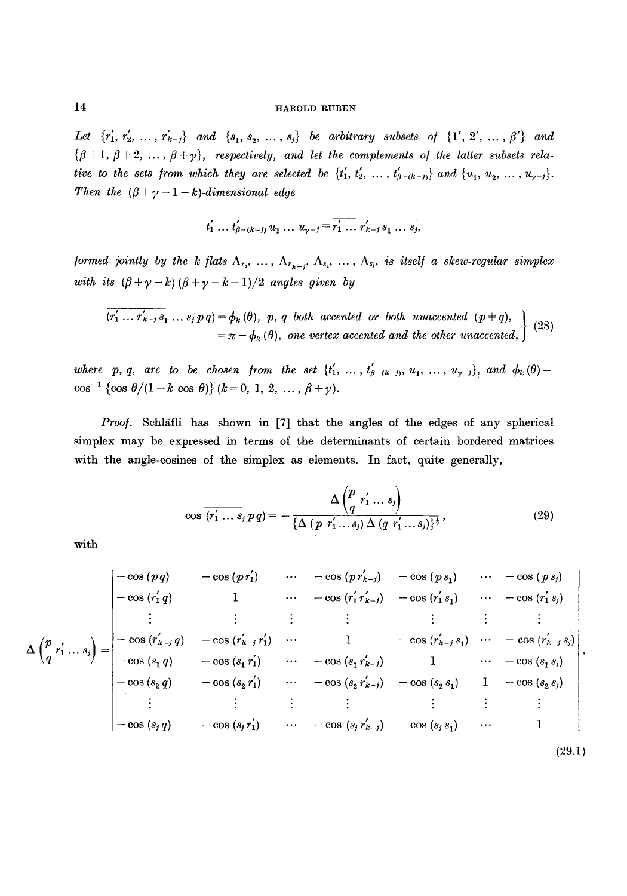*Let* $\{r_1', r_2', \ldots, r_{k-j}'\}$ *and* $\{s_1, s_2, \ldots, s_j\}$ *be arbitrary subsets of* $\{1', 2', \ldots, \beta'\}$ *and* $\{\beta+1, \beta+2, \ldots, \beta+\gamma\}$, *respectively, and let the complements of the latter subsets relative to the sets from which they are selected be* $\{t_1', t_2', \ldots, t_{\beta-(k-j)}'\}$ *and* $\{u_1, u_2, \ldots, u_{\gamma-j}\}$. *Then the* $(\beta+\gamma-1-k)$-*dimensional edge*

$$t_1' \ldots t_{\beta-(k-j)}' u_1 \ldots u_{\gamma-j} \equiv \overline{r_1' \ldots r_{k-j}' s_1 \ldots s_j},$$

*formed jointly by the* $k$ *flats* $\Lambda_{r_1'}, \ldots, \Lambda_{r_{k-j}'}, \Lambda_{s_1}, \ldots, \Lambda_{s_j}$, *is itself a skew-regular simplex with its* $(\beta+\gamma-k)(\beta+\gamma-k-1)/2$ *angles given by*

$$\left.\begin{aligned} \overline{(r_1' \ldots r_{k-j}' s_1 \ldots s_j\, p q)} &= \phi_k(\theta), \ p, q \text{ both accented or both unaccented } (p \neq q), \\ &= \pi - \phi_k(\theta), \text{ one vertex accented and the other unaccented,} \end{aligned}\right\} \tag{28}$$

*where* $p, q$, *are to be chosen from the set* $\{t_1', \ldots, t_{\beta-(k-j)}', u_1, \ldots, u_{\gamma-j}\}$, *and* $\phi_k(\theta) = \cos^{-1}\{\cos\theta/(1-k\cos\theta)\}$ $(k = 0, 1, 2, \ldots, \beta+\gamma)$.

*Proof.* Schläfli has shown in [7] that the angles of the edges of any spherical simplex may be expressed in terms of the determinants of certain bordered matrices with the angle-cosines of the simplex as elements. In fact, quite generally,

$$\cos \overline{(r_1' \ldots s_j\, p q)} = -\frac{\Delta\begin{pmatrix} p \\ q \end{pmatrix} r_1' \ldots s_j}{\{\Delta(p\, r_1' \ldots s_j)\, \Delta(q\, r_1' \ldots s_j)\}^{\frac{1}{2}}}, \tag{29}$$

with

$$\Delta\begin{pmatrix} p \\ q \end{pmatrix} r_1' \ldots s_j = \begin{vmatrix} -\cos(pq) & -\cos(p r_1') & \cdots & -\cos(p r_{k-j}') & -\cos(p s_1) & \cdots & -\cos(p s_j) \\ -\cos(r_1' q) & 1 & \cdots & -\cos(r_1' r_{k-j}') & -\cos(r_1' s_1) & \cdots & -\cos(r_1' s_j) \\ \vdots & \vdots & \vdots & \vdots & \vdots & \vdots & \vdots \\ -\cos(r_{k-j}' q) & -\cos(r_{k-j}' r_1') & \cdots & 1 & -\cos(r_{k-j}' s_1) & \cdots & -\cos(r_{k-j}' s_j) \\ -\cos(s_1 q) & -\cos(s_1 r_1') & \cdots & -\cos(s_1 r_{k-j}') & 1 & \cdots & -\cos(s_1 s_j) \\ -\cos(s_2 q) & -\cos(s_2 r_1') & \cdots & -\cos(s_2 r_{k-j}') & -\cos(s_2 s_1) & 1 & -\cos(s_2 s_j) \\ \vdots & \vdots & \vdots & \vdots & \vdots & \vdots & \vdots \\ -\cos(s_j q) & -\cos(s_j r_1') & \cdots & -\cos(s_j r_{k-j}') & -\cos(s_j s_1) & \cdots & 1 \end{vmatrix}, \tag{29.1}$$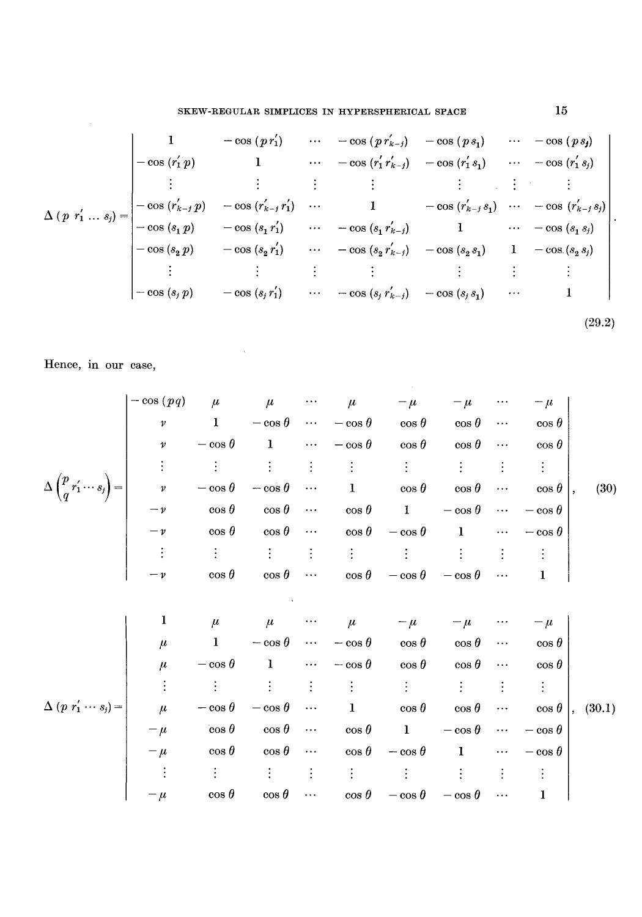$$
\Delta(p\ r_1' \ldots s_j) = \begin{vmatrix}
1 & -\cos(p r_1') & \cdots & -\cos(p r_{k-j}') & -\cos(p s_1) & \cdots & -\cos(p s_j) \\
-\cos(r_1' p) & 1 & \cdots & -\cos(r_1' r_{k-j}') & -\cos(r_1' s_1) & \cdots & -\cos(r_1' s_j) \\
\vdots & \vdots & \vdots & \vdots & \vdots & \vdots & \vdots \\
-\cos(r_{k-j}' p) & -\cos(r_{k-j}' r_1') & \cdots & 1 & -\cos(r_{k-j}' s_1) & \cdots & -\cos(r_{k-j}' s_j) \\
-\cos(s_1 p) & -\cos(s_1 r_1') & \cdots & -\cos(s_1 r_{k-j}') & 1 & \cdots & -\cos(s_1 s_j) \\
-\cos(s_2 p) & -\cos(s_2 r_1') & \cdots & -\cos(s_2 r_{k-j}') & -\cos(s_2 s_1) & 1 & -\cos(s_2 s_j) \\
\vdots & \vdots & \vdots & \vdots & \vdots & \vdots & \vdots \\
-\cos(s_j p) & -\cos(s_j r_1') & \cdots & -\cos(s_j r_{k-j}') & -\cos(s_j s_1) & \cdots & 1
\end{vmatrix}. \tag{29.2}
$$

Hence, in our case,

$$
\Delta\begin{pmatrix} p \\ q \end{pmatrix} r_1' \cdots s_j \Bigg) = \begin{vmatrix}
-\cos(pq) & \mu & \mu & \cdots & \mu & -\mu & -\mu & \cdots & -\mu \\
\nu & 1 & -\cos\theta & \cdots & -\cos\theta & \cos\theta & \cos\theta & \cdots & \cos\theta \\
\nu & -\cos\theta & 1 & \cdots & -\cos\theta & \cos\theta & \cos\theta & \cdots & \cos\theta \\
\vdots & \vdots & \vdots & \vdots & \vdots & \vdots & \vdots & \vdots & \vdots \\
\nu & -\cos\theta & -\cos\theta & \cdots & 1 & \cos\theta & \cos\theta & \cdots & \cos\theta \\
-\nu & \cos\theta & \cos\theta & \cdots & \cos\theta & 1 & -\cos\theta & \cdots & -\cos\theta \\
-\nu & \cos\theta & \cos\theta & \cdots & \cos\theta & -\cos\theta & 1 & \cdots & -\cos\theta \\
\vdots & \vdots & \vdots & \vdots & \vdots & \vdots & \vdots & \vdots & \vdots \\
-\nu & \cos\theta & \cos\theta & \cdots & \cos\theta & -\cos\theta & -\cos\theta & \cdots & 1
\end{vmatrix}, \tag{30}
$$

$$
\Delta(p\ r_1' \cdots s_j) = \begin{vmatrix}
1 & \mu & \mu & \cdots & \mu & -\mu & -\mu & \cdots & -\mu \\
\mu & 1 & -\cos\theta & \cdots & -\cos\theta & \cos\theta & \cos\theta & \cdots & \cos\theta \\
\mu & -\cos\theta & 1 & \cdots & -\cos\theta & \cos\theta & \cos\theta & \cdots & \cos\theta \\
\vdots & \vdots & \vdots & \vdots & \vdots & \vdots & \vdots & \vdots & \vdots \\
\mu & -\cos\theta & -\cos\theta & \cdots & 1 & \cos\theta & \cos\theta & \cdots & \cos\theta \\
-\mu & \cos\theta & \cos\theta & \cdots & \cos\theta & 1 & -\cos\theta & \cdots & -\cos\theta \\
-\mu & \cos\theta & \cos\theta & \cdots & \cos\theta & -\cos\theta & 1 & \cdots & -\cos\theta \\
\vdots & \vdots & \vdots & \vdots & \vdots & \vdots & \vdots & \vdots & \vdots \\
-\mu & \cos\theta & \cos\theta & \cdots & \cos\theta & -\cos\theta & -\cos\theta & \cdots & 1
\end{vmatrix}, \tag{30.1}
$$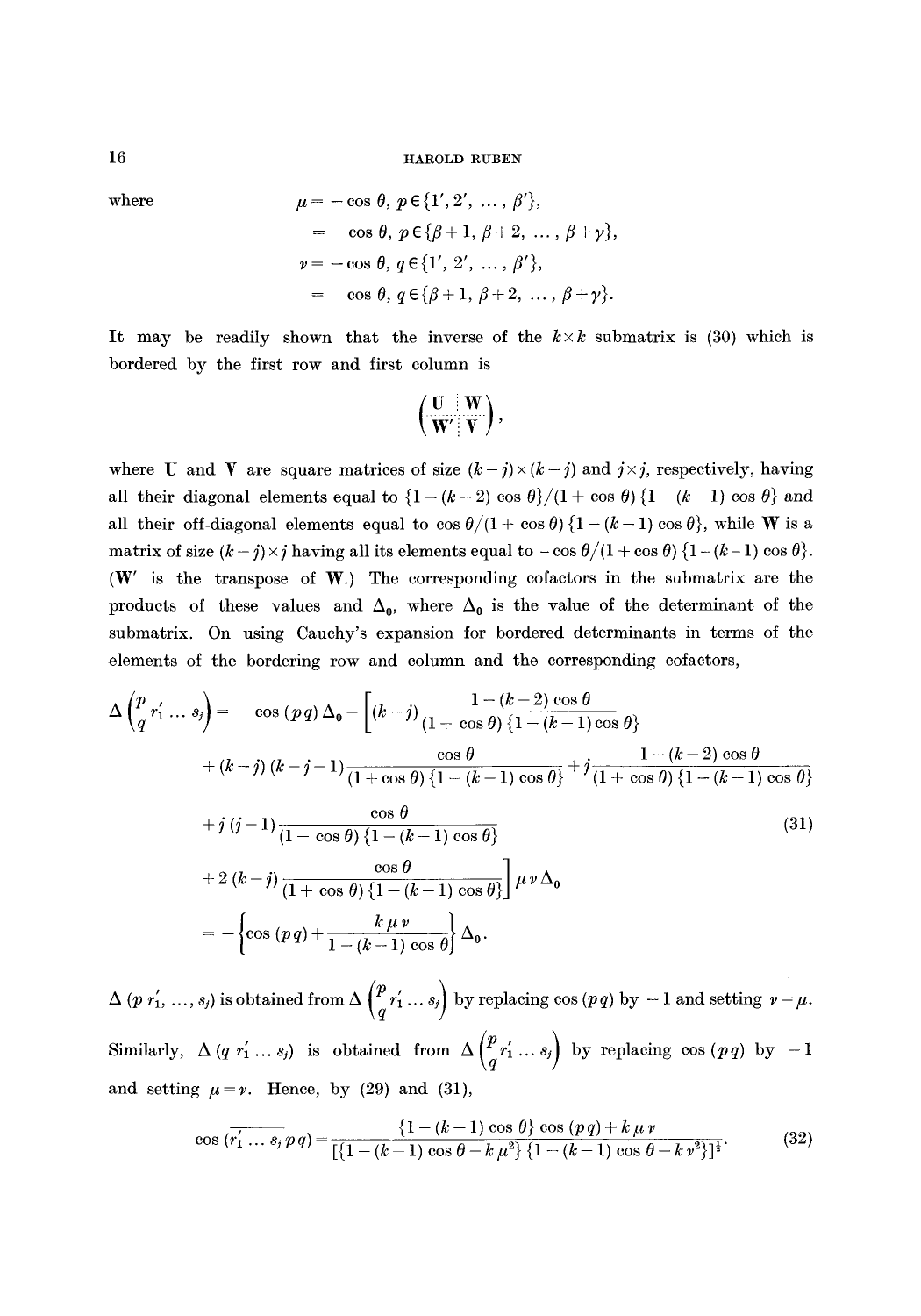where

$$\begin{aligned}
\mu &= -\cos\theta,\; p \in \{1', 2', \ldots, \beta'\}, \\
&= \quad \cos\theta,\; p \in \{\beta+1, \beta+2, \ldots, \beta+\gamma\}, \\
\nu &= -\cos\theta,\; q \in \{1', 2', \ldots, \beta'\}, \\
&= \quad \cos\theta,\; q \in \{\beta+1, \beta+2, \ldots, \beta+\gamma\}.
\end{aligned}$$

It may be readily shown that the inverse of the $k \times k$ submatrix is (30) which is bordered by the first row and first column is

$$\begin{pmatrix} \mathbf{U} & \mathbf{W} \\ \mathbf{W}' & \mathbf{V} \end{pmatrix},$$

where $\mathbf{U}$ and $\mathbf{V}$ are square matrices of size $(k-j)\times(k-j)$ and $j \times j$, respectively, having all their diagonal elements equal to $\{1-(k-2)\cos\theta\}/(1+\cos\theta)\{1-(k-1)\cos\theta\}$ and all their off-diagonal elements equal to $\cos\theta/(1+\cos\theta)\{1-(k-1)\cos\theta\}$, while $\mathbf{W}$ is a matrix of size $(k-j)\times j$ having all its elements equal to $-\cos\theta/(1+\cos\theta)\{1-(k-1)\cos\theta\}$. ($\mathbf{W}'$ is the transpose of $\mathbf{W}$.) The corresponding cofactors in the submatrix are the products of these values and $\Delta_0$, where $\Delta_0$ is the value of the determinant of the submatrix. On using Cauchy's expansion for bordered determinants in terms of the elements of the bordering row and column and the corresponding cofactors,

$$\begin{aligned}
\Delta\begin{pmatrix} p & r_1' \ldots s_j \\ q & \end{pmatrix} = &-\cos(pq)\,\Delta_0 - \Bigg[(k-j)\frac{1-(k-2)\cos\theta}{(1+\cos\theta)\{1-(k-1)\cos\theta\}} \\
&+ (k-j)(k-j-1)\frac{\cos\theta}{(1+\cos\theta)\{1-(k-1)\cos\theta\}} + j\frac{1-(k-2)\cos\theta}{(1+\cos\theta)\{1-(k-1)\cos\theta\}} \\
&+ j(j-1)\frac{\cos\theta}{(1+\cos\theta)\{1-(k-1)\cos\theta\}} \\
&+ 2(k-j)\frac{\cos\theta}{(1+\cos\theta)\{1-(k-1)\cos\theta\}}\Bigg]\mu\nu\Delta_0 \\
= &-\left\{\cos(pq) + \frac{k\mu\nu}{1-(k-1)\cos\theta}\right\}\Delta_0.
\end{aligned} \tag{31}$$

$\Delta(p\, r_1', \ldots, s_j)$ is obtained from $\Delta\begin{pmatrix} p & r_1' \ldots s_j \\ q & \end{pmatrix}$ by replacing $\cos(pq)$ by $-1$ and setting $\nu = \mu$.

Similarly, $\Delta(q\, r_1' \ldots s_j)$ is obtained from $\Delta\begin{pmatrix} p & r_1' \ldots s_j \\ q & \end{pmatrix}$ by replacing $\cos(pq)$ by $-1$ and setting $\mu = \nu$. Hence, by (29) and (31),

$$\cos(\overline{r_1' \ldots s_j\, p\, q}) = \frac{\{1-(k-1)\cos\theta\}\cos(pq) + k\mu\nu}{[\{1-(k-1)\cos\theta - k\mu^2\}\{1-(k-1)\cos\theta - k\nu^2\}]^{\frac{1}{2}}}. \tag{32}$$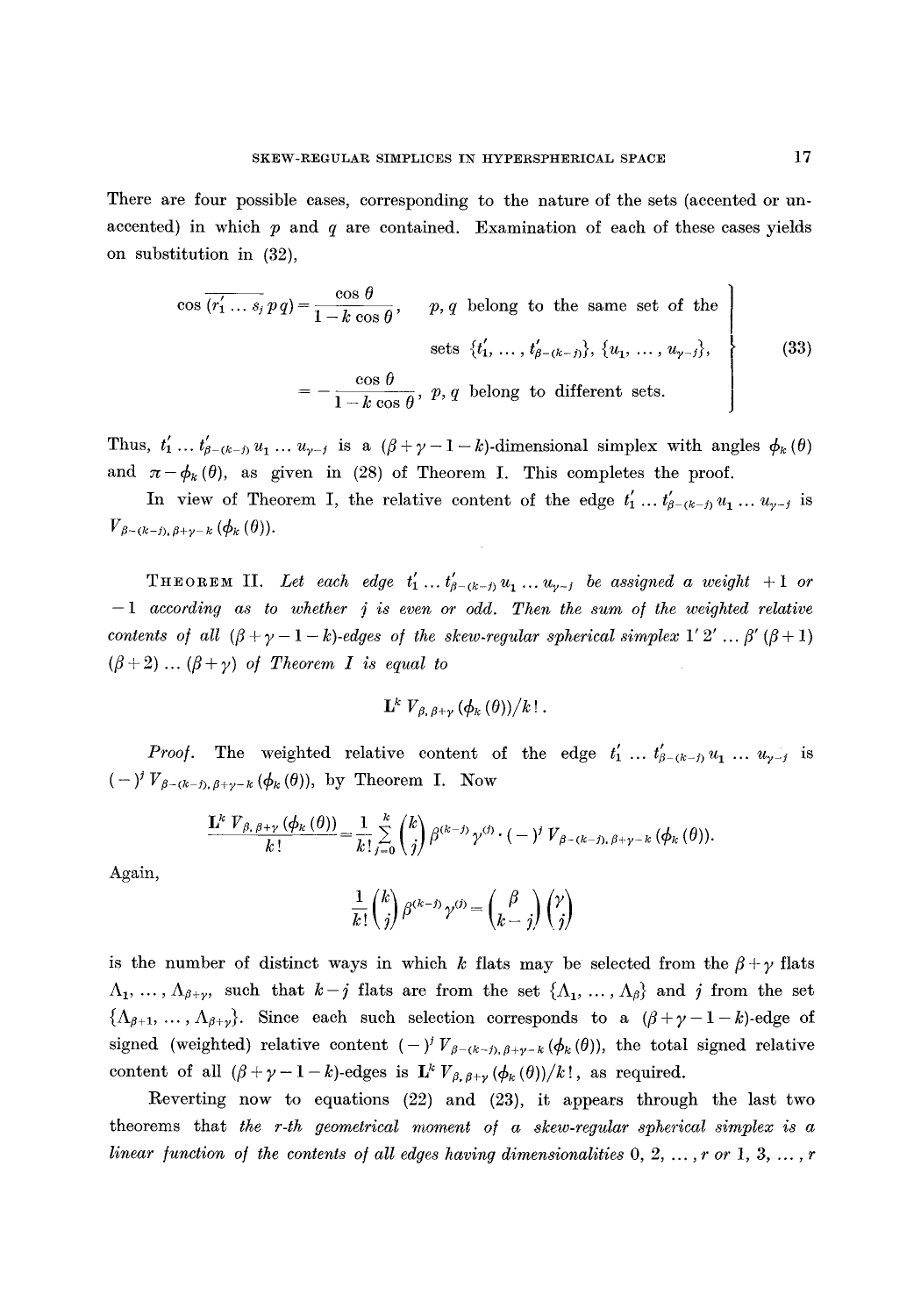There are four possible cases, corresponding to the nature of the sets (accented or unaccented) in which $p$ and $q$ are contained. Examination of each of these cases yields on substitution in (32),

$$\left.\begin{aligned}\cos \overline{(r_1' \ldots s_j\, p\, q)} &= \frac{\cos \theta}{1 - k \cos \theta}, \quad p, q \text{ belong to the same set of the} \\ &\qquad\qquad\qquad \text{sets } \{t_1', \ldots, t_{\beta-(k-j)}'\}, \{u_1, \ldots, u_{\gamma-j}\}, \\ &= -\frac{\cos \theta}{1 - k \cos \theta}, \quad p, q \text{ belong to different sets.}\end{aligned}\right\} \tag{33}$$

Thus, $t_1' \ldots t_{\beta-(k-j)}' u_1 \ldots u_{\gamma-j}$ is a $(\beta+\gamma-1-k)$-dimensional simplex with angles $\phi_k(\theta)$ and $\pi - \phi_k(\theta)$, as given in (28) of Theorem I. This completes the proof.

In view of Theorem I, the relative content of the edge $t_1' \ldots t_{\beta-(k-j)}' u_1 \ldots u_{\gamma-j}$ is $V_{\beta-(k-j),\, \beta+\gamma-k}(\phi_k(\theta))$.

THEOREM II. *Let each edge $t_1' \ldots t_{\beta-(k-j)}' u_1 \ldots u_{\gamma-j}$ be assigned a weight $+1$ or $-1$ according as to whether $j$ is even or odd. Then the sum of the weighted relative contents of all $(\beta+\gamma-1-k)$-edges of the skew-regular spherical simplex $1'\, 2' \ldots \beta'\, (\beta+1)\, (\beta+2) \ldots (\beta+\gamma)$ of Theorem I is equal to*

$$\mathbf{L}^k\, V_{\beta,\, \beta+\gamma}(\phi_k(\theta))/k!\,.$$

*Proof.* The weighted relative content of the edge $t_1' \ldots t_{\beta-(k-j)}' u_1 \ldots u_{\gamma-j}$ is $(-)^j V_{\beta-(k-j),\, \beta+\gamma-k}(\phi_k(\theta))$, by Theorem I. Now

$$\frac{\mathbf{L}^k\, V_{\beta,\, \beta+\gamma}(\phi_k(\theta))}{k!} = \frac{1}{k!} \sum_{j=0}^{k} \binom{k}{j} \beta^{(k-j)} \gamma^{(j)} \cdot (-)^j V_{\beta-(k-j),\, \beta+\gamma-k}(\phi_k(\theta)).$$

Again,

$$\frac{1}{k!} \binom{k}{j} \beta^{(k-j)} \gamma^{(j)} = \binom{\beta}{k-j} \binom{\gamma}{j}$$

is the number of distinct ways in which $k$ flats may be selected from the $\beta+\gamma$ flats $\Lambda_1, \ldots, \Lambda_{\beta+\gamma}$, such that $k-j$ flats are from the set $\{\Lambda_1, \ldots, \Lambda_\beta\}$ and $j$ from the set $\{\Lambda_{\beta+1}, \ldots, \Lambda_{\beta+\gamma}\}$. Since each such selection corresponds to a $(\beta+\gamma-1-k)$-edge of signed (weighted) relative content $(-)^j V_{\beta-(k-j),\, \beta+\gamma-k}(\phi_k(\theta))$, the total signed relative content of all $(\beta+\gamma-1-k)$-edges is $\mathbf{L}^k\, V_{\beta,\, \beta+\gamma}(\phi_k(\theta))/k!$, as required.

Reverting now to equations (22) and (23), it appears through the last two theorems that *the r-th geometrical moment of a skew-regular spherical simplex is a linear function of the contents of all edges having dimensionalities $0, 2, \ldots, r$ or $1, 3, \ldots, r$*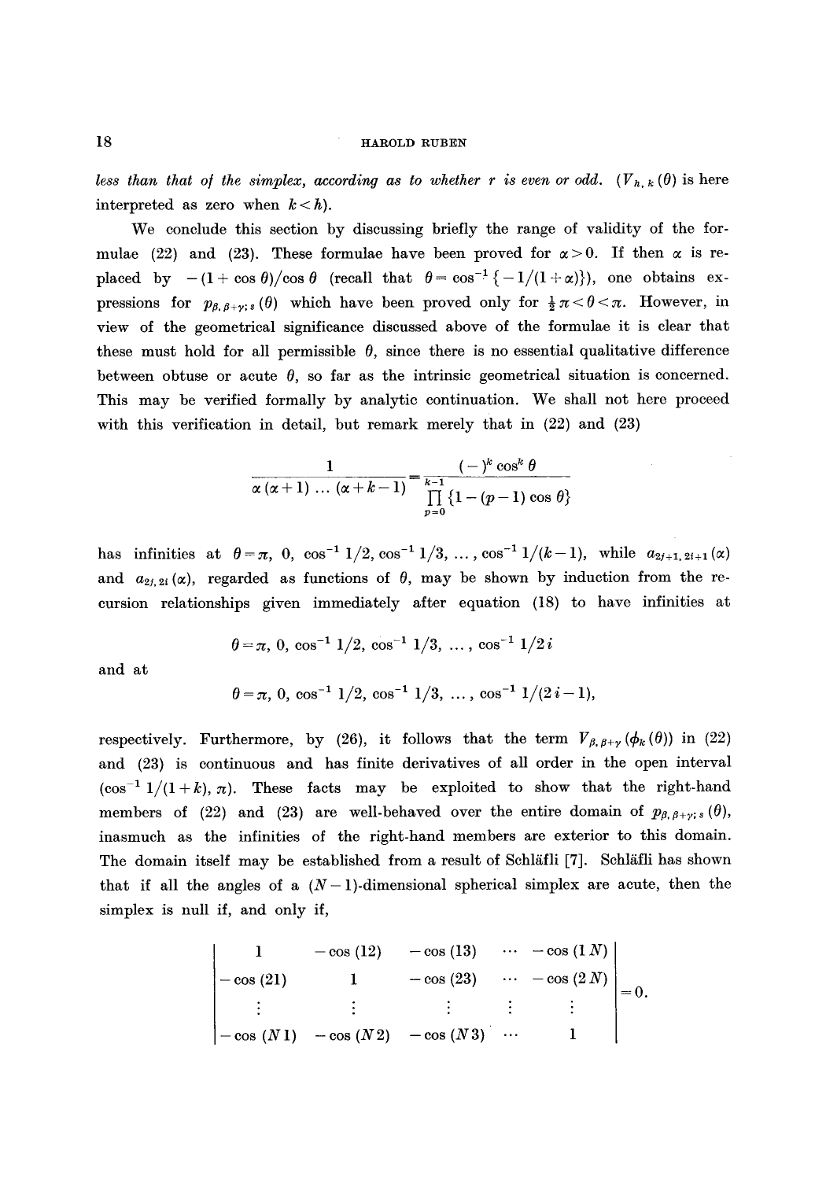*less than that of the simplex, according as to whether r is even or odd.* ($V_{h,k}(\theta)$ is here interpreted as zero when $k < h$).

We conclude this section by discussing briefly the range of validity of the formulae (22) and (23). These formulae have been proved for $\alpha > 0$. If then $\alpha$ is replaced by $-(1+\cos\theta)/\cos\theta$ (recall that $\theta = \cos^{-1}\{-1/(1+\alpha)\}$), one obtains expressions for $p_{\beta,\beta+\gamma;s}(\theta)$ which have been proved only for $\frac{1}{2}\pi < \theta < \pi$. However, in view of the geometrical significance discussed above of the formulae it is clear that these must hold for all permissible $\theta$, since there is no essential qualitative difference between obtuse or acute $\theta$, so far as the intrinsic geometrical situation is concerned. This may be verified formally by analytic continuation. We shall not here proceed with this verification in detail, but remark merely that in (22) and (23)

$$\frac{1}{\alpha(\alpha+1)\dots(\alpha+k-1)} = \frac{(-)^k \cos^k\theta}{\prod_{p=0}^{k-1}\{1-(p-1)\cos\theta\}}$$

has infinities at $\theta = \pi,\ 0,\ \cos^{-1}1/2,\ \cos^{-1}1/3,\ \dots,\ \cos^{-1}1/(k-1)$, while $a_{2j+1,2i+1}(\alpha)$ and $a_{2j,2i}(\alpha)$, regarded as functions of $\theta$, may be shown by induction from the recursion relationships given immediately after equation (18) to have infinities at

$$\theta = \pi,\ 0,\ \cos^{-1}1/2,\ \cos^{-1}1/3,\ \dots,\ \cos^{-1}1/2i$$

and at

$$\theta = \pi,\ 0,\ \cos^{-1}1/2,\ \cos^{-1}1/3,\ \dots,\ \cos^{-1}1/(2i-1),$$

respectively. Furthermore, by (26), it follows that the term $V_{\beta,\beta+\gamma}(\phi_k(\theta))$ in (22) and (23) is continuous and has finite derivatives of all order in the open interval $(\cos^{-1}1/(1+k),\ \pi)$. These facts may be exploited to show that the right-hand members of (22) and (23) are well-behaved over the entire domain of $p_{\beta,\beta+\gamma;s}(\theta)$, inasmuch as the infinities of the right-hand members are exterior to this domain. The domain itself may be established from a result of Schläfli [7]. Schläfli has shown that if all the angles of a $(N-1)$-dimensional spherical simplex are acute, then the simplex is null if, and only if,

$$\begin{vmatrix} 1 & -\cos(12) & -\cos(13) & \cdots & -\cos(1N) \\ -\cos(21) & 1 & -\cos(23) & \cdots & -\cos(2N) \\ \vdots & \vdots & \vdots & \vdots & \vdots \\ -\cos(N1) & -\cos(N2) & -\cos(N3) & \cdots & 1 \end{vmatrix} = 0.$$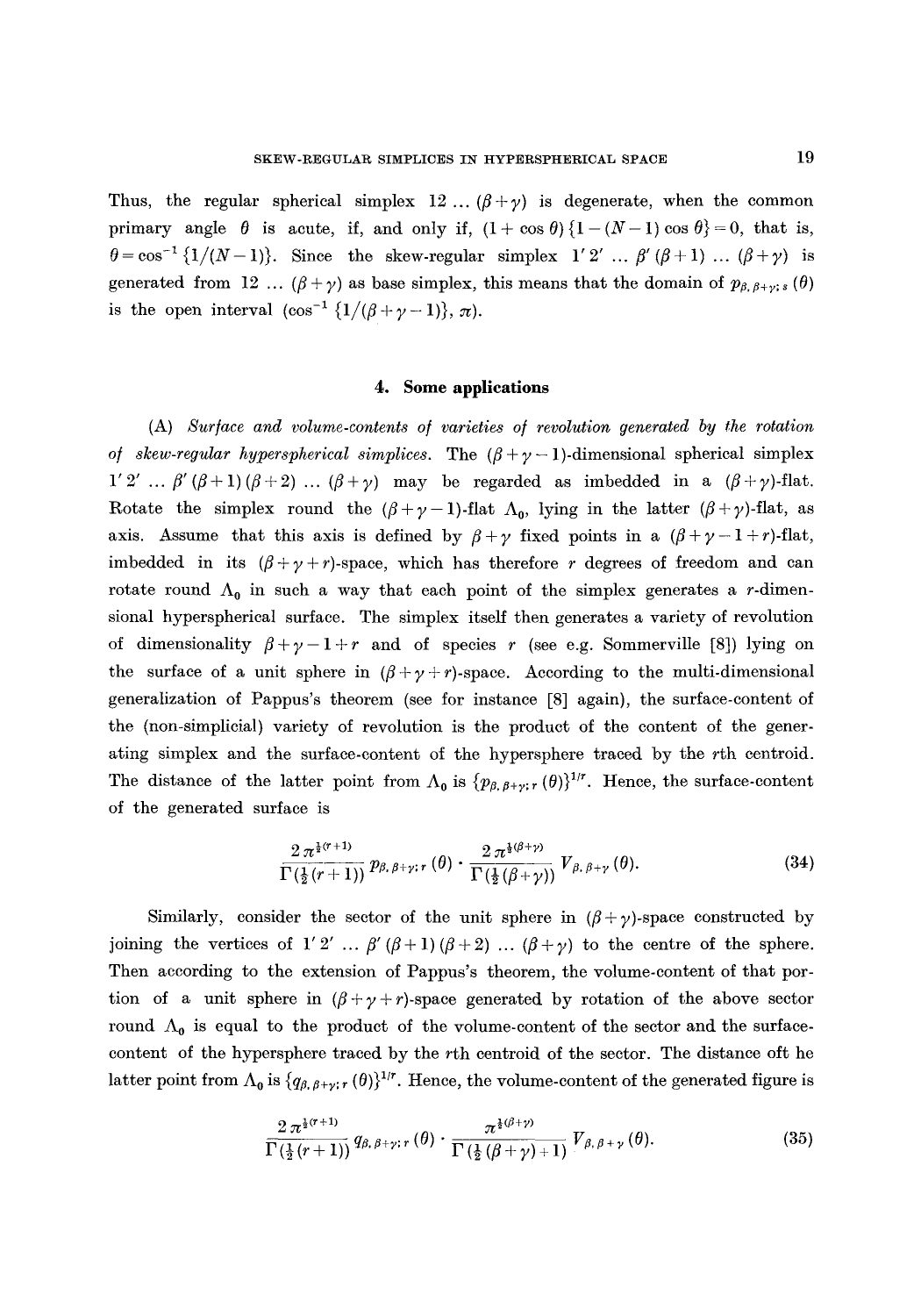Thus, the regular spherical simplex $12 \ldots (\beta+\gamma)$ is degenerate, when the common primary angle $\theta$ is acute, if, and only if, $(1+\cos\theta)\{1-(N-1)\cos\theta\}=0$, that is, $\theta=\cos^{-1}\{1/(N-1)\}$. Since the skew-regular simplex $1'\,2' \ldots \beta'\,(\beta+1) \ldots (\beta+\gamma)$ is generated from $12 \ldots (\beta+\gamma)$ as base simplex, this means that the domain of $p_{\beta,\,\beta+\gamma;\,s}(\theta)$ is the open interval $(\cos^{-1}\{1/(\beta+\gamma-1)\},\,\pi)$.

## 4. Some applications

(A) *Surface and volume-contents of varieties of revolution generated by the rotation of skew-regular hyperspherical simplices.* The $(\beta+\gamma-1)$-dimensional spherical simplex $1'\,2' \ldots \beta'\,(\beta+1)\,(\beta+2) \ldots (\beta+\gamma)$ may be regarded as imbedded in a $(\beta+\gamma)$-flat. Rotate the simplex round the $(\beta+\gamma-1)$-flat $\Lambda_0$, lying in the latter $(\beta+\gamma)$-flat, as axis. Assume that this axis is defined by $\beta+\gamma$ fixed points in a $(\beta+\gamma-1+r)$-flat, imbedded in its $(\beta+\gamma+r)$-space, which has therefore $r$ degrees of freedom and can rotate round $\Lambda_0$ in such a way that each point of the simplex generates a $r$-dimensional hyperspherical surface. The simplex itself then generates a variety of revolution of dimensionality $\beta+\gamma-1+r$ and of species $r$ (see e.g. Sommerville [8]) lying on the surface of a unit sphere in $(\beta+\gamma+r)$-space. According to the multi-dimensional generalization of Pappus's theorem (see for instance [8] again), the surface-content of the (non-simplicial) variety of revolution is the product of the content of the generating simplex and the surface-content of the hypersphere traced by the $r$th centroid. The distance of the latter point from $\Lambda_0$ is $\{p_{\beta,\,\beta+\gamma;\,r}(\theta)\}^{1/r}$. Hence, the surface-content of the generated surface is

$$\frac{2\pi^{\frac{1}{2}(r+1)}}{\Gamma(\frac{1}{2}(r+1))}\,p_{\beta,\,\beta+\gamma;\,r}(\theta)\cdot\frac{2\pi^{\frac{1}{2}(\beta+\gamma)}}{\Gamma(\frac{1}{2}(\beta+\gamma))}\,V_{\beta,\,\beta+\gamma}(\theta). \tag{34}$$

Similarly, consider the sector of the unit sphere in $(\beta+\gamma)$-space constructed by joining the vertices of $1'\,2' \ldots \beta'\,(\beta+1)\,(\beta+2) \ldots (\beta+\gamma)$ to the centre of the sphere. Then according to the extension of Pappus's theorem, the volume-content of that portion of a unit sphere in $(\beta+\gamma+r)$-space generated by rotation of the above sector round $\Lambda_0$ is equal to the product of the volume-content of the sector and the surface-content of the hypersphere traced by the $r$th centroid of the sector. The distance oft he latter point from $\Lambda_0$ is $\{q_{\beta,\,\beta+\gamma;\,r}(\theta)\}^{1/r}$. Hence, the volume-content of the generated figure is

$$\frac{2\pi^{\frac{1}{2}(r+1)}}{\Gamma(\frac{1}{2}(r+1))}\,q_{\beta,\,\beta+\gamma;\,r}(\theta)\cdot\frac{\pi^{\frac{1}{2}(\beta+\gamma)}}{\Gamma(\frac{1}{2}(\beta+\gamma)+1)}\,V_{\beta,\,\beta+\gamma}(\theta). \tag{35}$$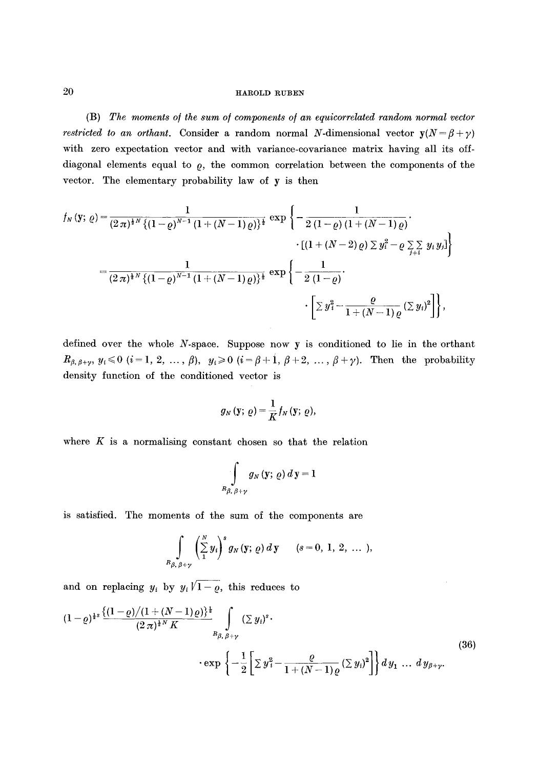(B) *The moments of the sum of components of an equicorrelated random normal vector restricted to an orthant.* Consider a random normal $N$-dimensional vector $\mathbf{y}(N=\beta+\gamma)$ with zero expectation vector and with variance-covariance matrix having all its off-diagonal elements equal to $\varrho$, the common correlation between the components of the vector. The elementary probability law of $\mathbf{y}$ is then

$$f_N(\mathbf{y};\varrho)=\frac{1}{(2\pi)^{\frac{1}{2}N}\{(1-\varrho)^{N-1}(1+(N-1)\varrho)\}^{\frac{1}{2}}}\exp\left\{-\frac{1}{2(1-\varrho)(1+(N-1)\varrho)}\cdot\left[(1+(N-2)\varrho)\sum y_i^2-\varrho\sum_{j\neq i}\sum y_i y_j\right]\right\}$$

$$=\frac{1}{(2\pi)^{\frac{1}{2}N}\{(1-\varrho)^{N-1}(1+(N-1)\varrho)\}^{\frac{1}{2}}}\exp\left\{-\frac{1}{2(1-\varrho)}\cdot\left[\sum y_i^2-\frac{\varrho}{1+(N-1)\varrho}(\sum y_i)^2\right]\right\},$$

defined over the whole $N$-space. Suppose now $\mathbf{y}$ is conditioned to lie in the orthant $R_{\beta,\beta+\gamma}$, $y_i\leqslant 0$ $(i=1,2,\ldots,\beta)$, $y_i\geqslant 0$ $(i=\beta+1,\beta+2,\ldots,\beta+\gamma)$. Then the probability density function of the conditioned vector is

$$g_N(\mathbf{y};\varrho)=\frac{1}{K}f_N(\mathbf{y};\varrho),$$

where $K$ is a normalising constant chosen so that the relation

$$\int_{R_{\beta,\beta+\gamma}} g_N(\mathbf{y};\varrho)\,d\mathbf{y}=1$$

is satisfied. The moments of the sum of the components are

$$\int_{R_{\beta,\beta+\gamma}}\left(\sum_1^N y_i\right)^s g_N(\mathbf{y};\varrho)\,d\mathbf{y}\qquad (s=0,1,2,\ldots),$$

and on replacing $y_i$ by $y_i\sqrt{1-\varrho}$, this reduces to

$$(1-\varrho)^{\frac{1}{2}s}\frac{\{(1-\varrho)/(1+(N-1)\varrho)\}^{\frac{1}{2}}}{(2\pi)^{\frac{1}{2}N}K}\int_{R_{\beta,\beta+\gamma}}(\sum y_i)^s\cdot\exp\left\{-\frac{1}{2}\left[\sum y_i^2-\frac{\varrho}{1+(N-1)\varrho}(\sum y_i)^2\right]\right\}dy_1\ldots dy_{\beta+\gamma}. \tag{36}$$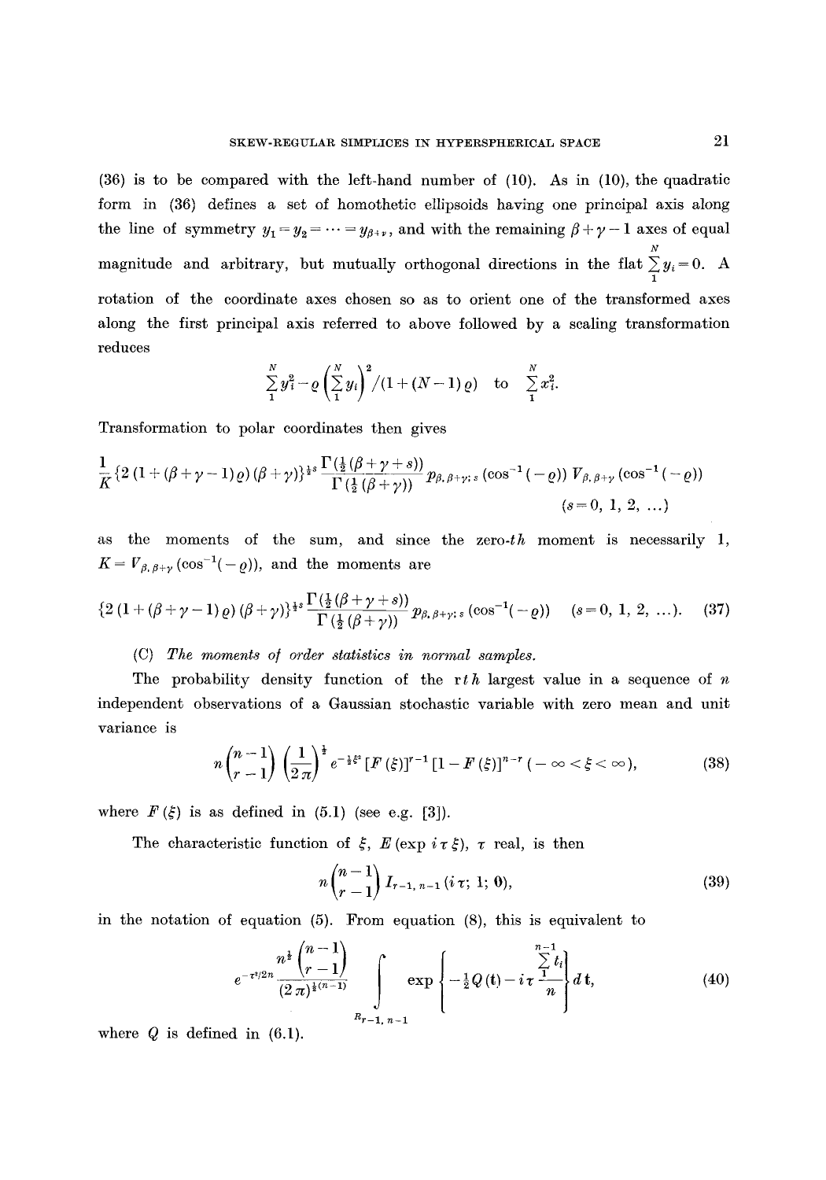(36) is to be compared with the left-hand number of (10). As in (10), the quadratic form in (36) defines a set of homothetic ellipsoids having one principal axis along the line of symmetry $y_1 = y_2 = \cdots = y_{\beta+\gamma}$, and with the remaining $\beta+\gamma-1$ axes of equal magnitude and arbitrary, but mutually orthogonal directions in the flat $\sum_1^N y_i = 0$. A rotation of the coordinate axes chosen so as to orient one of the transformed axes along the first principal axis referred to above followed by a scaling transformation reduces

$$\sum_1^N y_i^2 - \varrho\left(\sum_1^N y_i\right)^2 \Big/ (1+(N-1)\varrho) \quad \text{to} \quad \sum_1^N x_i^2.$$

Transformation to polar coordinates then gives

$$\frac{1}{K}\{2\,(1+(\beta+\gamma-1)\,\varrho)\,(\beta+\gamma)\}^{\frac{1}{2}s}\frac{\Gamma(\frac{1}{2}(\beta+\gamma+s))}{\Gamma(\frac{1}{2}(\beta+\gamma))}\,p_{\beta,\beta+\gamma;\,s}(\cos^{-1}(-\varrho))\,V_{\beta,\beta+\gamma}(\cos^{-1}(-\varrho))$$
$$(s=0,\,1,\,2,\,\ldots)$$

as the moments of the sum, and since the zero-*th* moment is necessarily 1, $K = V_{\beta,\beta+\gamma}(\cos^{-1}(-\varrho))$, and the moments are

$$\{2\,(1+(\beta+\gamma-1)\,\varrho)\,(\beta+\gamma)\}^{\frac{1}{2}s}\frac{\Gamma(\frac{1}{2}(\beta+\gamma+s))}{\Gamma(\frac{1}{2}(\beta+\gamma))}\,p_{\beta,\beta+\gamma;\,s}(\cos^{-1}(-\varrho)) \quad (s=0,\,1,\,2,\,\ldots). \tag{37}$$

(C) *The moments of order statistics in normal samples.*

The probability density function of the r*th* largest value in a sequence of $n$ independent observations of a Gaussian stochastic variable with zero mean and unit variance is

$$n\binom{n-1}{r-1}\left(\frac{1}{2\pi}\right)^{\frac{1}{2}} e^{-\frac{1}{2}\xi^2}[F(\xi)]^{r-1}[1-F(\xi)]^{n-r}\;(-\infty<\xi<\infty), \tag{38}$$

where $F(\xi)$ is as defined in (5.1) (see e.g. [3]).

The characteristic function of $\xi$, $E(\exp i\tau\xi)$, $\tau$ real, is then

$$n\binom{n-1}{r-1} I_{r-1,\,n-1}(i\tau;\,1;\,0), \tag{39}$$

in the notation of equation (5). From equation (8), this is equivalent to

$$e^{-\tau^2/2n}\frac{n^{\frac{1}{2}}\binom{n-1}{r-1}}{(2\pi)^{\frac{1}{2}(n-1)}}\int\limits_{R_{r-1,\,n-1}}\exp\left\{-\tfrac{1}{2}Q(\mathbf{t})-i\tau\frac{\sum_1^{n-1}t_i}{n}\right\}d\,\mathbf{t}, \tag{40}$$

where $Q$ is defined in (6.1).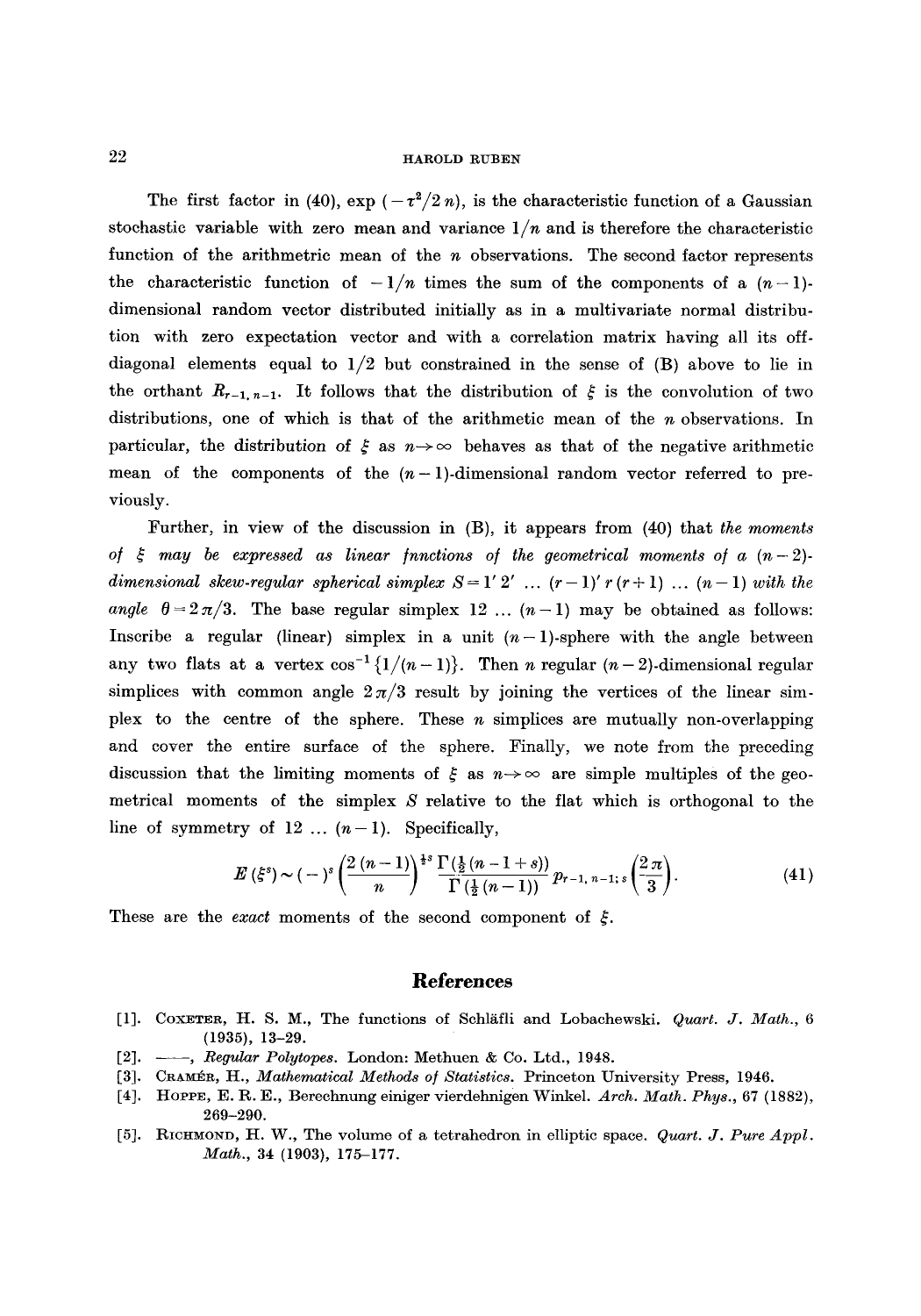The first factor in (40), $\exp(-\tau^2/2n)$, is the characteristic function of a Gaussian stochastic variable with zero mean and variance $1/n$ and is therefore the characteristic function of the arithmetic mean of the $n$ observations. The second factor represents the characteristic function of $-1/n$ times the sum of the components of a $(n-1)$-dimensional random vector distributed initially as in a multivariate normal distribution with zero expectation vector and with a correlation matrix having all its off-diagonal elements equal to $1/2$ but constrained in the sense of (B) above to lie in the orthant $R_{r-1,\,n-1}$. It follows that the distribution of $\xi$ is the convolution of two distributions, one of which is that of the arithmetic mean of the $n$ observations. In particular, the distribution of $\xi$ as $n\to\infty$ behaves as that of the negative arithmetic mean of the components of the $(n-1)$-dimensional random vector referred to previously.

Further, in view of the discussion in (B), it appears from (40) that *the moments of $\xi$ may be expressed as linear fnnctions of the geometrical moments of a $(n-2)$-dimensional skew-regular spherical simplex $S = 1'\,2'\,\ldots\,(r-1)'\,r\,(r+1)\,\ldots\,(n-1)$ with the angle $\theta = 2\pi/3$.* The base regular simplex $12\,\ldots\,(n-1)$ may be obtained as follows: Inscribe a regular (linear) simplex in a unit $(n-1)$-sphere with the angle between any two flats at a vertex $\cos^{-1}\{1/(n-1)\}$. Then $n$ regular $(n-2)$-dimensional regular simplices with common angle $2\pi/3$ result by joining the vertices of the linear simplex to the centre of the sphere. These $n$ simplices are mutually non-overlapping and cover the entire surface of the sphere. Finally, we note from the preceding discussion that the limiting moments of $\xi$ as $n\to\infty$ are simple multiples of the geometrical moments of the simplex $S$ relative to the flat which is orthogonal to the line of symmetry of $12\,\ldots\,(n-1)$. Specifically,

$$E(\xi^s) \sim (-)^s \left(\frac{2(n-1)}{n}\right)^{\frac{1}{2}s} \frac{\Gamma(\frac{1}{2}(n-1+s))}{\Gamma(\frac{1}{2}(n-1))}\, p_{r-1,\,n-1;\,s}\left(\frac{2\pi}{3}\right). \tag{41}$$

These are the *exact* moments of the second component of $\xi$.

## References

[1]. Coxeter, H. S. M., The functions of Schläfli and Lobachewski. *Quart. J. Math.*, 6 (1935), 13–29.

[2]. ——, *Regular Polytopes*. London: Methuen & Co. Ltd., 1948.

[3]. Cramér, H., *Mathematical Methods of Statistics*. Princeton University Press, 1946.

[4]. Hoppe, E. R. E., Berechnung einiger vierdehnigen Winkel. *Arch. Math. Phys.*, 67 (1882), 269–290.

[5]. Richmond, H. W., The volume of a tetrahedron in elliptic space. *Quart. J. Pure Appl. Math.*, 34 (1903), 175–177.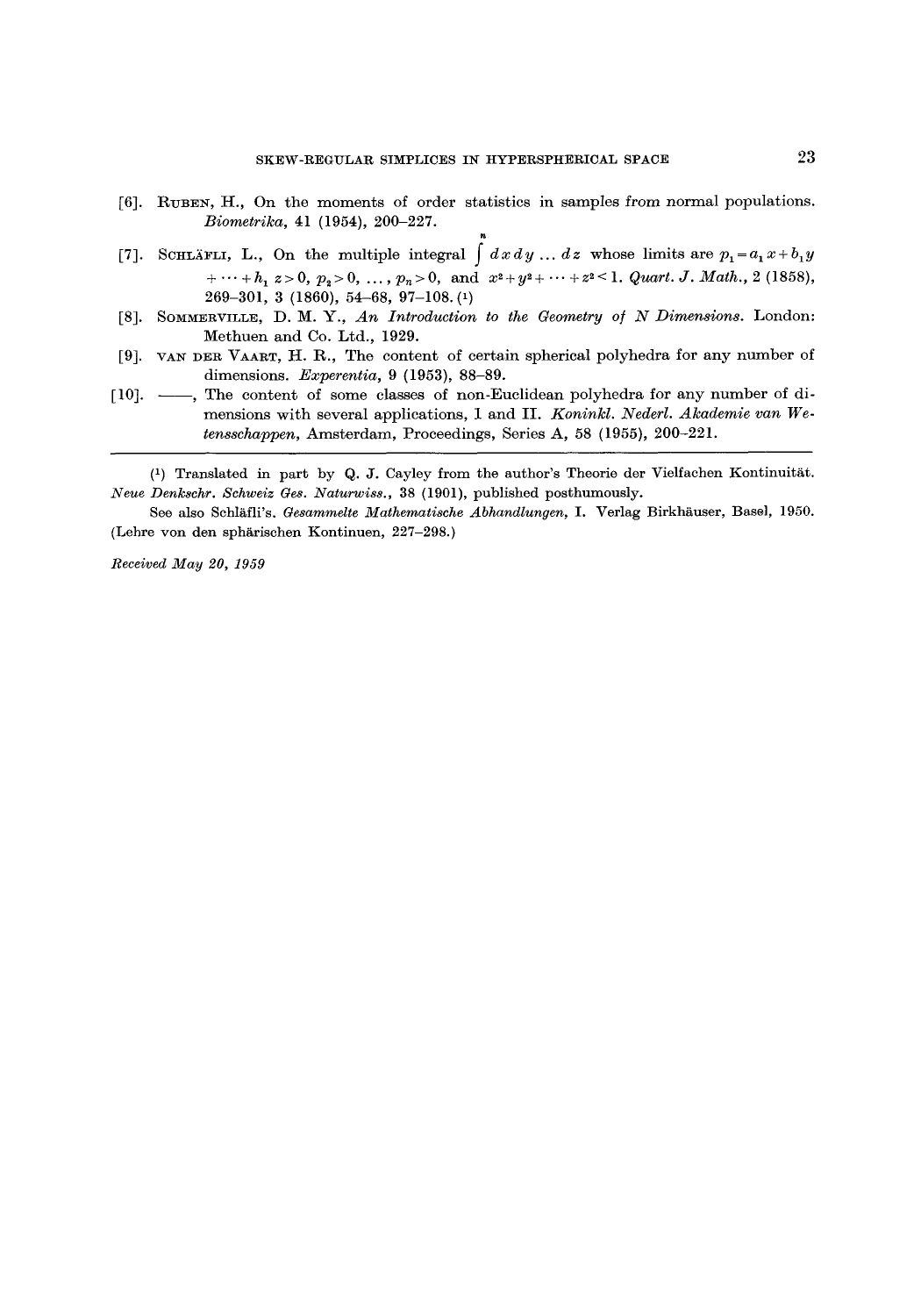[6]. RUBEN, H., On the moments of order statistics in samples from normal populations. *Biometrika*, 41 (1954), 200–227.

[7]. SCHLÄFLI, L., On the multiple integral $\int^n dx\,dy \ldots dz$ whose limits are $p_1 = a_1 x + b_1 y + \cdots + h_1 z > 0$, $p_2 > 0, \ldots, p_n > 0$, and $x^2 + y^2 + \cdots + z^2 < 1$. *Quart. J. Math.*, 2 (1858), 269–301, 3 (1860), 54–68, 97–108. (1)

[8]. SOMMERVILLE, D. M. Y., *An Introduction to the Geometry of N Dimensions*. London: Methuen and Co. Ltd., 1929.

[9]. VAN DER VAART, H. R., The content of certain spherical polyhedra for any number of dimensions. *Experentia*, 9 (1953), 88–89.

[10]. ——, The content of some classes of non-Euclidean polyhedra for any number of dimensions with several applications, I and II. *Koninkl. Nederl. Akademie van Wetensschappen*, Amsterdam, Proceedings, Series A, 58 (1955), 200–221.

---

(1) Translated in part by Q. J. Cayley from the author's Theorie der Vielfachen Kontinuität. *Neue Denkschr. Schweiz Ges. Naturwiss.*, 38 (1901), published posthumously.

See also Schläfli's. *Gesammelte Mathematische Abhandlungen*, I. Verlag Birkhäuser, Basel, 1950. (Lehre von den sphärischen Kontinuen, 227–298.)

*Received May 20, 1959*